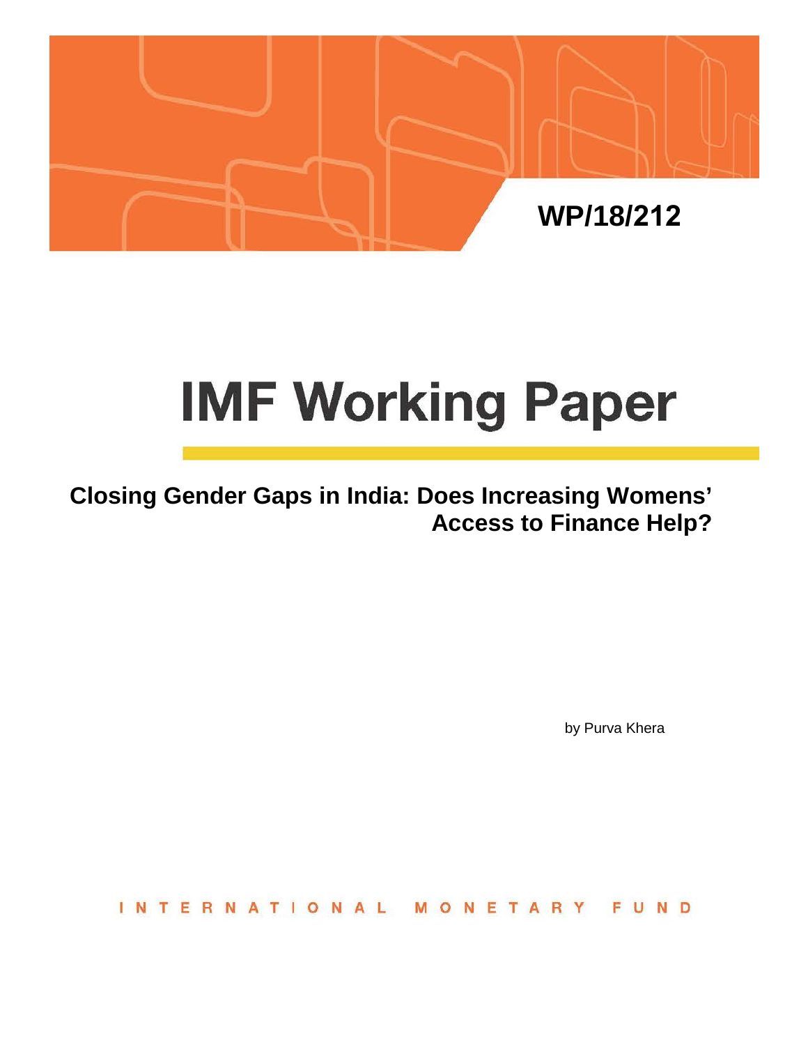WP/18/212

# IMF Working Paper

## Closing Gender Gaps in India: Does Increasing Womens' Access to Finance Help?

by Purva Khera

INTERNATIONAL MONETARY FUND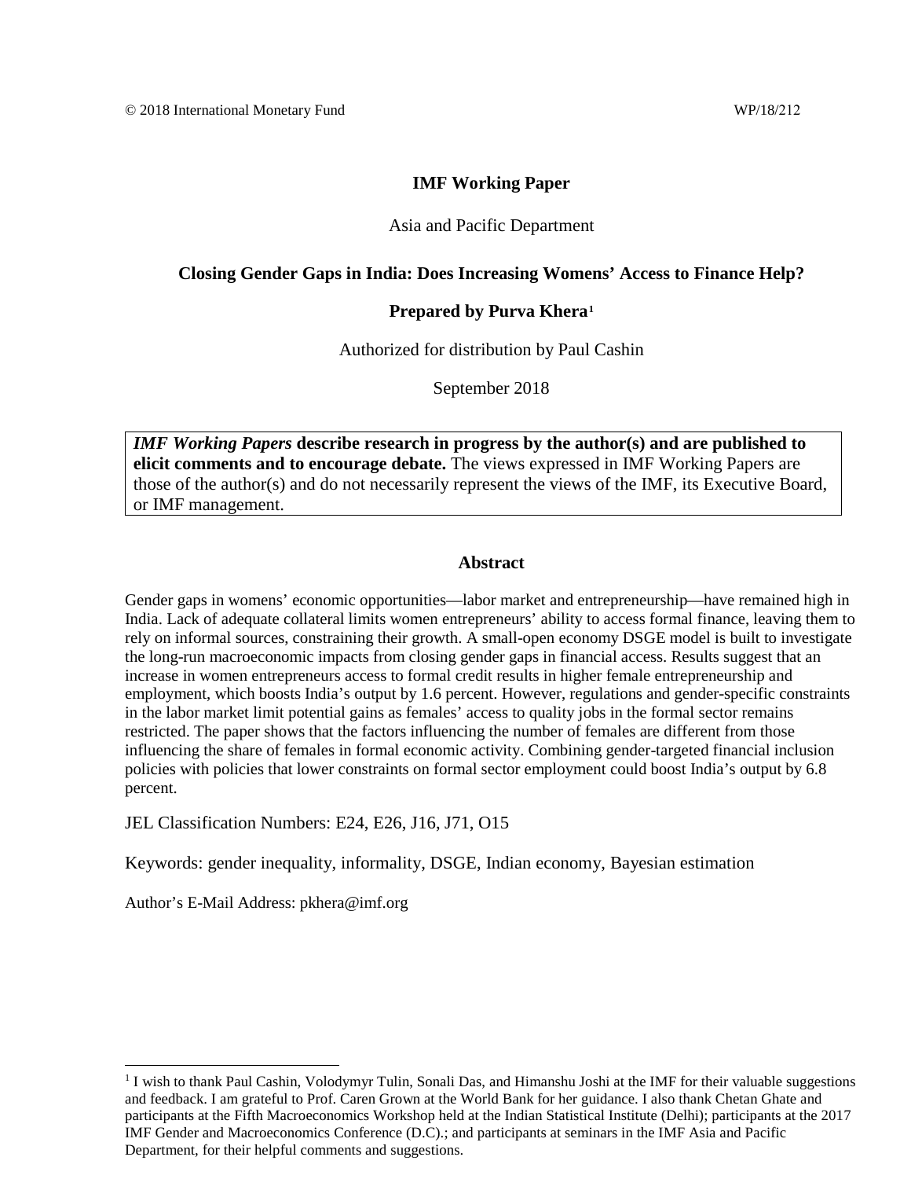© 2018 International Monetary Fund WP/18/212

**IMF Working Paper**

Asia and Pacific Department

**Closing Gender Gaps in India: Does Increasing Womens' Access to Finance Help?**

**Prepared by Purva Khera**[1]

Authorized for distribution by Paul Cashin

September 2018

> ***IMF Working Papers*** **describe research in progress by the author(s) and are published to elicit comments and to encourage debate.** The views expressed in IMF Working Papers are those of the author(s) and do not necessarily represent the views of the IMF, its Executive Board, or IMF management.

## Abstract

Gender gaps in womens' economic opportunities—labor market and entrepreneurship—have remained high in India. Lack of adequate collateral limits women entrepreneurs' ability to access formal finance, leaving them to rely on informal sources, constraining their growth. A small-open economy DSGE model is built to investigate the long-run macroeconomic impacts from closing gender gaps in financial access. Results suggest that an increase in women entrepreneurs access to formal credit results in higher female entrepreneurship and employment, which boosts India's output by 1.6 percent. However, regulations and gender-specific constraints in the labor market limit potential gains as females' access to quality jobs in the formal sector remains restricted. The paper shows that the factors influencing the number of females are different from those influencing the share of females in formal economic activity. Combining gender-targeted financial inclusion policies with policies that lower constraints on formal sector employment could boost India's output by 6.8 percent.

JEL Classification Numbers: E24, E26, J16, J71, O15

Keywords: gender inequality, informality, DSGE, Indian economy, Bayesian estimation

Author's E-Mail Address: pkhera@imf.org

---

[1] I wish to thank Paul Cashin, Volodymyr Tulin, Sonali Das, and Himanshu Joshi at the IMF for their valuable suggestions and feedback. I am grateful to Prof. Caren Grown at the World Bank for her guidance. I also thank Chetan Ghate and participants at the Fifth Macroeconomics Workshop held at the Indian Statistical Institute (Delhi); participants at the 2017 IMF Gender and Macroeconomics Conference (D.C).; and participants at seminars in the IMF Asia and Pacific Department, for their helpful comments and suggestions.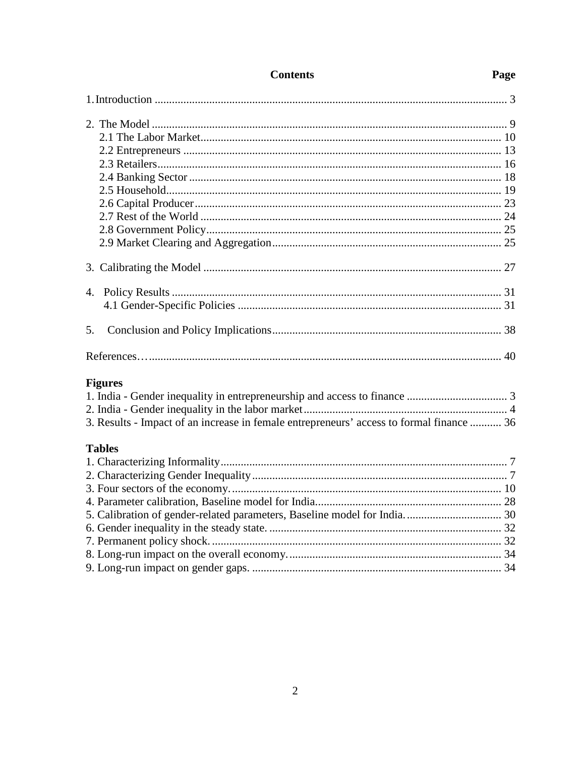| Contents | Page |
|---|---|
| 1. Introduction | 3 |
| 2. The Model | 9 |
| 2.1 The Labor Market | 10 |
| 2.2 Entrepreneurs | 13 |
| 2.3 Retailers | 16 |
| 2.4 Banking Sector | 18 |
| 2.5 Household | 19 |
| 2.6 Capital Producer | 23 |
| 2.7 Rest of the World | 24 |
| 2.8 Government Policy | 25 |
| 2.9 Market Clearing and Aggregation | 25 |
| 3. Calibrating the Model | 27 |
| 4. Policy Results | 31 |
| 4.1 Gender-Specific Policies | 31 |
| 5. Conclusion and Policy Implications | 38 |
| References… | 40 |

**Figures**

| | |
|---|---|
| 1. India - Gender inequality in entrepreneurship and access to finance | 3 |
| 2. India - Gender inequality in the labor market | 4 |
| 3. Results - Impact of an increase in female entrepreneurs' access to formal finance | 36 |

**Tables**

| | |
|---|---|
| 1. Characterizing Informality | 7 |
| 2. Characterizing Gender Inequality | 7 |
| 3. Four sectors of the economy. | 10 |
| 4. Parameter calibration, Baseline model for India. | 28 |
| 5. Calibration of gender-related parameters, Baseline model for India. | 30 |
| 6. Gender inequality in the steady state. | 32 |
| 7. Permanent policy shock. | 32 |
| 8. Long-run impact on the overall economy. | 34 |
| 9. Long-run impact on gender gaps. | 34 |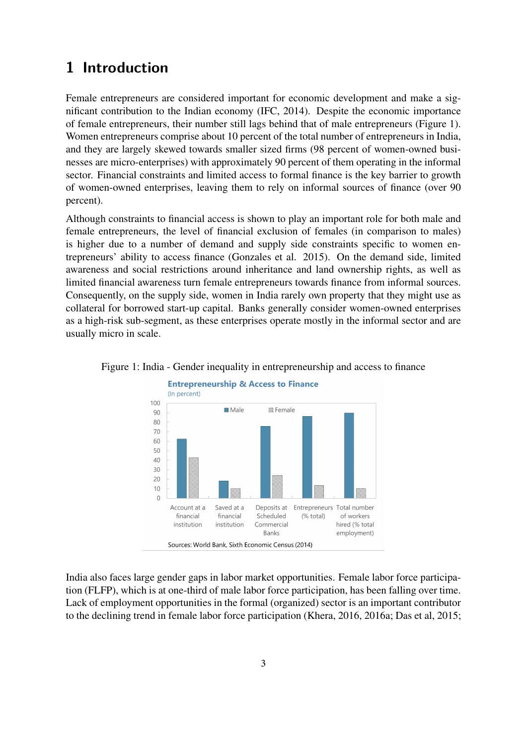# 1 Introduction

Female entrepreneurs are considered important for economic development and make a significant contribution to the Indian economy (IFC, 2014). Despite the economic importance of female entrepreneurs, their number still lags behind that of male entrepreneurs (Figure 1). Women entrepreneurs comprise about 10 percent of the total number of entrepreneurs in India, and they are largely skewed towards smaller sized firms (98 percent of women-owned businesses are micro-enterprises) with approximately 90 percent of them operating in the informal sector. Financial constraints and limited access to formal finance is the key barrier to growth of women-owned enterprises, leaving them to rely on informal sources of finance (over 90 percent).

Although constraints to financial access is shown to play an important role for both male and female entrepreneurs, the level of financial exclusion of females (in comparison to males) is higher due to a number of demand and supply side constraints specific to women entrepreneurs' ability to access finance (Gonzales et al. 2015). On the demand side, limited awareness and social restrictions around inheritance and land ownership rights, as well as limited financial awareness turn female entrepreneurs towards finance from informal sources. Consequently, on the supply side, women in India rarely own property that they might use as collateral for borrowed start-up capital. Banks generally consider women-owned enterprises as a high-risk sub-segment, as these enterprises operate mostly in the informal sector and are usually micro in scale.

Figure 1: India - Gender inequality in entrepreneurship and access to finance

India also faces large gender gaps in labor market opportunities. Female labor force participation (FLFP), which is at one-third of male labor force participation, has been falling over time. Lack of employment opportunities in the formal (organized) sector is an important contributor to the declining trend in female labor force participation (Khera, 2016, 2016a; Das et al, 2015;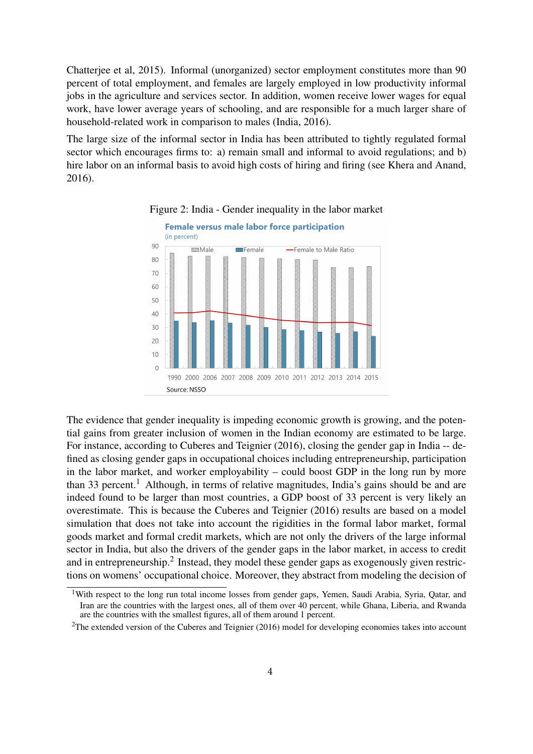Chatterjee et al, 2015). Informal (unorganized) sector employment constitutes more than 90 percent of total employment, and females are largely employed in low productivity informal jobs in the agriculture and services sector. In addition, women receive lower wages for equal work, have lower average years of schooling, and are responsible for a much larger share of household-related work in comparison to males (India, 2016).

The large size of the informal sector in India has been attributed to tightly regulated formal sector which encourages firms to: a) remain small and informal to avoid regulations; and b) hire labor on an informal basis to avoid high costs of hiring and firing (see Khera and Anand, 2016).

Figure 2: India - Gender inequality in the labor market

The evidence that gender inequality is impeding economic growth is growing, and the potential gains from greater inclusion of women in the Indian economy are estimated to be large. For instance, according to Cuberes and Teignier (2016), closing the gender gap in India -- defined as closing gender gaps in occupational choices including entrepreneurship, participation in the labor market, and worker employability – could boost GDP in the long run by more than 33 percent.[1] Although, in terms of relative magnitudes, India's gains should be and are indeed found to be larger than most countries, a GDP boost of 33 percent is very likely an overestimate. This is because the Cuberes and Teignier (2016) results are based on a model simulation that does not take into account the rigidities in the formal labor market, formal goods market and formal credit markets, which are not only the drivers of the large informal sector in India, but also the drivers of the gender gaps in the labor market, in access to credit and in entrepreneurship.[2] Instead, they model these gender gaps as exogenously given restrictions on womens' occupational choice. Moreover, they abstract from modeling the decision of

[1] With respect to the long run total income losses from gender gaps, Yemen, Saudi Arabia, Syria, Qatar, and Iran are the countries with the largest ones, all of them over 40 percent, while Ghana, Liberia, and Rwanda are the countries with the smallest figures, all of them around 1 percent.

[2] The extended version of the Cuberes and Teignier (2016) model for developing economies takes into account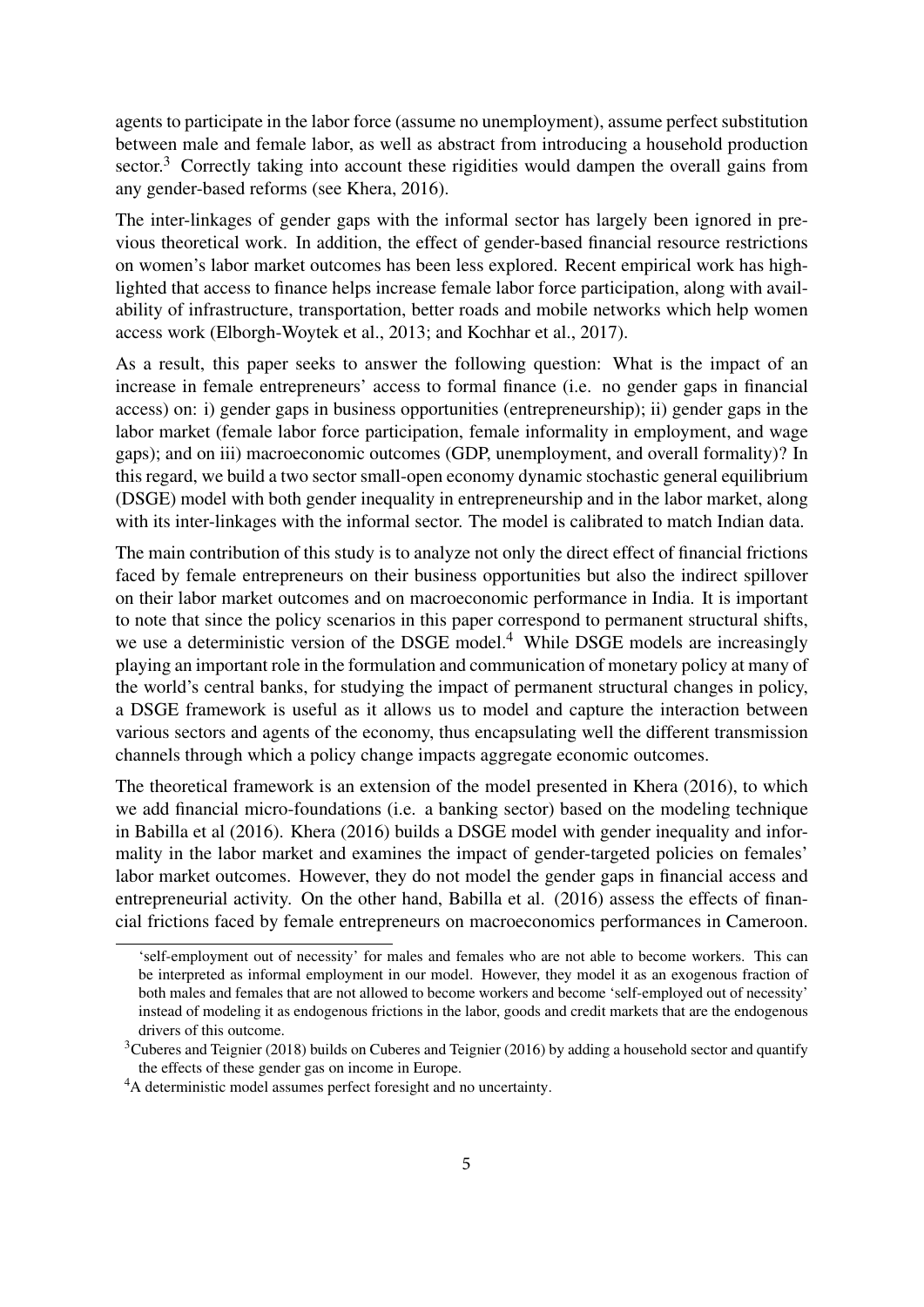agents to participate in the labor force (assume no unemployment), assume perfect substitution between male and female labor, as well as abstract from introducing a household production sector.[3] Correctly taking into account these rigidities would dampen the overall gains from any gender-based reforms (see Khera, 2016).

The inter-linkages of gender gaps with the informal sector has largely been ignored in previous theoretical work. In addition, the effect of gender-based financial resource restrictions on women's labor market outcomes has been less explored. Recent empirical work has highlighted that access to finance helps increase female labor force participation, along with availability of infrastructure, transportation, better roads and mobile networks which help women access work (Elborgh-Woytek et al., 2013; and Kochhar et al., 2017).

As a result, this paper seeks to answer the following question: What is the impact of an increase in female entrepreneurs' access to formal finance (i.e. no gender gaps in financial access) on: i) gender gaps in business opportunities (entrepreneurship); ii) gender gaps in the labor market (female labor force participation, female informality in employment, and wage gaps); and on iii) macroeconomic outcomes (GDP, unemployment, and overall formality)? In this regard, we build a two sector small-open economy dynamic stochastic general equilibrium (DSGE) model with both gender inequality in entrepreneurship and in the labor market, along with its inter-linkages with the informal sector. The model is calibrated to match Indian data.

The main contribution of this study is to analyze not only the direct effect of financial frictions faced by female entrepreneurs on their business opportunities but also the indirect spillover on their labor market outcomes and on macroeconomic performance in India. It is important to note that since the policy scenarios in this paper correspond to permanent structural shifts, we use a deterministic version of the DSGE model.[4] While DSGE models are increasingly playing an important role in the formulation and communication of monetary policy at many of the world's central banks, for studying the impact of permanent structural changes in policy, a DSGE framework is useful as it allows us to model and capture the interaction between various sectors and agents of the economy, thus encapsulating well the different transmission channels through which a policy change impacts aggregate economic outcomes.

The theoretical framework is an extension of the model presented in Khera (2016), to which we add financial micro-foundations (i.e. a banking sector) based on the modeling technique in Babilla et al (2016). Khera (2016) builds a DSGE model with gender inequality and informality in the labor market and examines the impact of gender-targeted policies on females' labor market outcomes. However, they do not model the gender gaps in financial access and entrepreneurial activity. On the other hand, Babilla et al. (2016) assess the effects of financial frictions faced by female entrepreneurs on macroeconomics performances in Cameroon.

---

'self-employment out of necessity' for males and females who are not able to become workers. This can be interpreted as informal employment in our model. However, they model it as an exogenous fraction of both males and females that are not allowed to become workers and become 'self-employed out of necessity' instead of modeling it as endogenous frictions in the labor, goods and credit markets that are the endogenous drivers of this outcome.

[3] Cuberes and Teignier (2018) builds on Cuberes and Teignier (2016) by adding a household sector and quantify the effects of these gender gas on income in Europe.

[4] A deterministic model assumes perfect foresight and no uncertainty.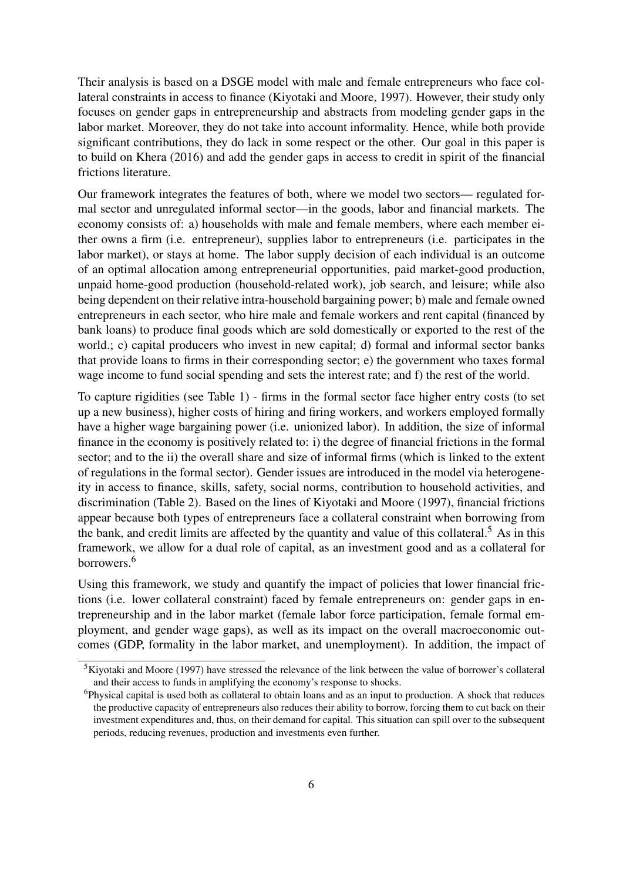Their analysis is based on a DSGE model with male and female entrepreneurs who face collateral constraints in access to finance (Kiyotaki and Moore, 1997). However, their study only focuses on gender gaps in entrepreneurship and abstracts from modeling gender gaps in the labor market. Moreover, they do not take into account informality. Hence, while both provide significant contributions, they do lack in some respect or the other. Our goal in this paper is to build on Khera (2016) and add the gender gaps in access to credit in spirit of the financial frictions literature.

Our framework integrates the features of both, where we model two sectors— regulated formal sector and unregulated informal sector—in the goods, labor and financial markets. The economy consists of: a) households with male and female members, where each member either owns a firm (i.e. entrepreneur), supplies labor to entrepreneurs (i.e. participates in the labor market), or stays at home. The labor supply decision of each individual is an outcome of an optimal allocation among entrepreneurial opportunities, paid market-good production, unpaid home-good production (household-related work), job search, and leisure; while also being dependent on their relative intra-household bargaining power; b) male and female owned entrepreneurs in each sector, who hire male and female workers and rent capital (financed by bank loans) to produce final goods which are sold domestically or exported to the rest of the world.; c) capital producers who invest in new capital; d) formal and informal sector banks that provide loans to firms in their corresponding sector; e) the government who taxes formal wage income to fund social spending and sets the interest rate; and f) the rest of the world.

To capture rigidities (see Table 1) - firms in the formal sector face higher entry costs (to set up a new business), higher costs of hiring and firing workers, and workers employed formally have a higher wage bargaining power (i.e. unionized labor). In addition, the size of informal finance in the economy is positively related to: i) the degree of financial frictions in the formal sector; and to the ii) the overall share and size of informal firms (which is linked to the extent of regulations in the formal sector). Gender issues are introduced in the model via heterogeneity in access to finance, skills, safety, social norms, contribution to household activities, and discrimination (Table 2). Based on the lines of Kiyotaki and Moore (1997), financial frictions appear because both types of entrepreneurs face a collateral constraint when borrowing from the bank, and credit limits are affected by the quantity and value of this collateral.[5] As in this framework, we allow for a dual role of capital, as an investment good and as a collateral for borrowers.[6]

Using this framework, we study and quantify the impact of policies that lower financial frictions (i.e. lower collateral constraint) faced by female entrepreneurs on: gender gaps in entrepreneurship and in the labor market (female labor force participation, female formal employment, and gender wage gaps), as well as its impact on the overall macroeconomic outcomes (GDP, formality in the labor market, and unemployment). In addition, the impact of

[5] Kiyotaki and Moore (1997) have stressed the relevance of the link between the value of borrower's collateral and their access to funds in amplifying the economy's response to shocks.

[6] Physical capital is used both as collateral to obtain loans and as an input to production. A shock that reduces the productive capacity of entrepreneurs also reduces their ability to borrow, forcing them to cut back on their investment expenditures and, thus, on their demand for capital. This situation can spill over to the subsequent periods, reducing revenues, production and investments even further.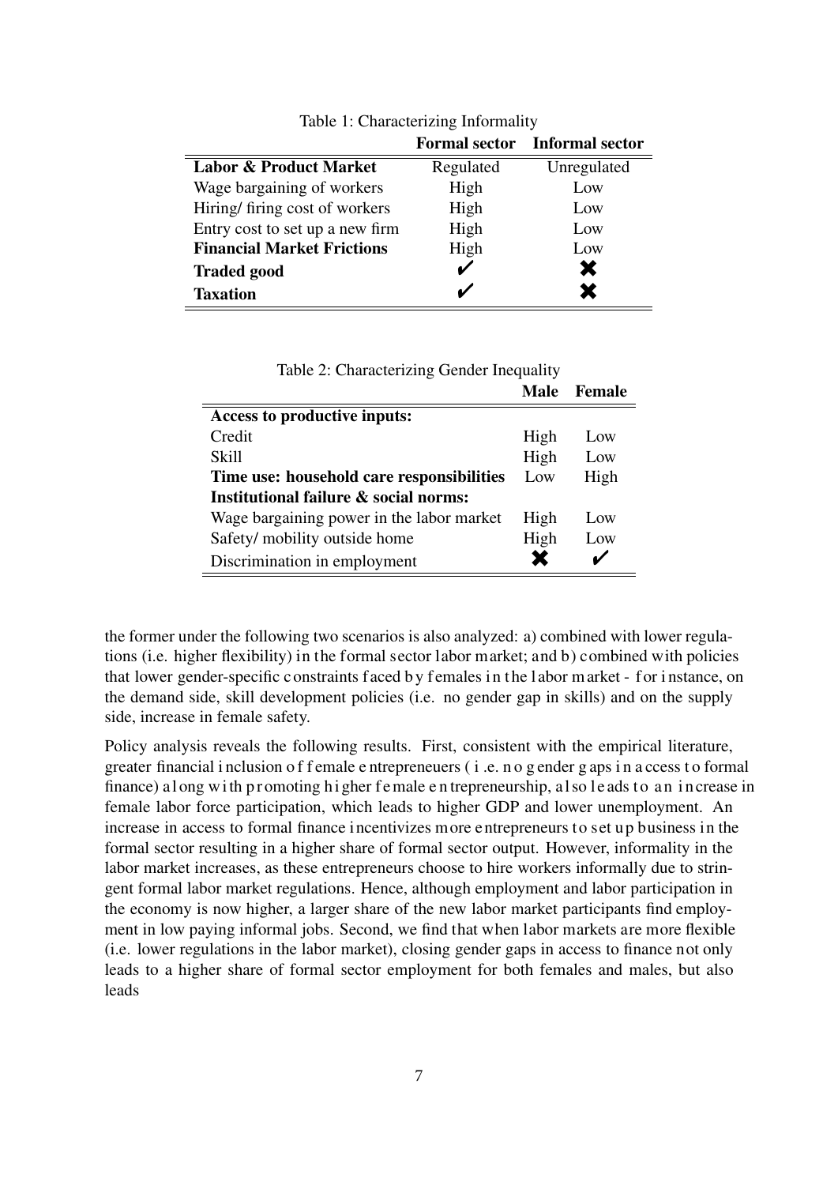Table 1: Characterizing Informality

| | **Formal sector** | **Informal sector** |
|---|---|---|
| **Labor & Product Market** | Regulated | Unregulated |
| Wage bargaining of workers | High | Low |
| Hiring/ firing cost of workers | High | Low |
| Entry cost to set up a new firm | High | Low |
| **Financial Market Frictions** | High | Low |
| **Traded good** | ✔ | ✖ |
| **Taxation** | ✔ | ✖ |

Table 2: Characterizing Gender Inequality

| | **Male** | **Female** |
|---|---|---|
| **Access to productive inputs:** | | |
| Credit | High | Low |
| Skill | High | Low |
| **Time use: household care responsibilities** | Low | High |
| **Institutional failure & social norms:** | | |
| Wage bargaining power in the labor market | High | Low |
| Safety/ mobility outside home | High | Low |
| Discrimination in employment | ✖ | ✔ |

the former under the following two scenarios is also analyzed: a) combined with lower regulations (i.e. higher flexibility) in the formal sector labor market; and b) combined with policies that lower gender-specific constraints faced by females in the labor market - for instance, on the demand side, skill development policies (i.e. no gender gap in skills) and on the supply side, increase in female safety.

Policy analysis reveals the following results. First, consistent with the empirical literature, greater financial inclusion of female entrepreneuers (i.e. no gender gaps in access to formal finance) along with promoting higher female entrepreneurship, also leads to an increase in female labor force participation, which leads to higher GDP and lower unemployment. An increase in access to formal finance incentivizes more entrepreneurs to set up business in the formal sector resulting in a higher share of formal sector output. However, informality in the labor market increases, as these entrepreneurs choose to hire workers informally due to stringent formal labor market regulations. Hence, although employment and labor participation in the economy is now higher, a larger share of the new labor market participants find employment in low paying informal jobs. Second, we find that when labor markets are more flexible (i.e. lower regulations in the labor market), closing gender gaps in access to finance not only leads to a higher share of formal sector employment for both females and males, but also leads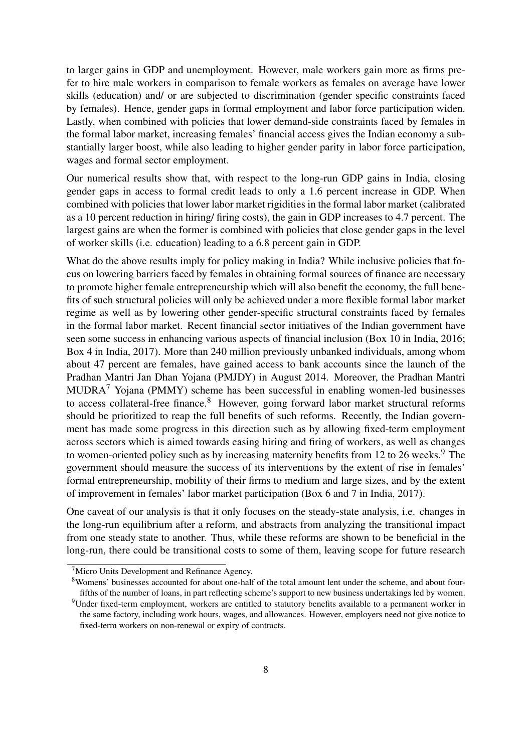to larger gains in GDP and unemployment. However, male workers gain more as firms prefer to hire male workers in comparison to female workers as females on average have lower skills (education) and/ or are subjected to discrimination (gender specific constraints faced by females). Hence, gender gaps in formal employment and labor force participation widen. Lastly, when combined with policies that lower demand-side constraints faced by females in the formal labor market, increasing females' financial access gives the Indian economy a substantially larger boost, while also leading to higher gender parity in labor force participation, wages and formal sector employment.

Our numerical results show that, with respect to the long-run GDP gains in India, closing gender gaps in access to formal credit leads to only a 1.6 percent increase in GDP. When combined with policies that lower labor market rigidities in the formal labor market (calibrated as a 10 percent reduction in hiring/ firing costs), the gain in GDP increases to 4.7 percent. The largest gains are when the former is combined with policies that close gender gaps in the level of worker skills (i.e. education) leading to a 6.8 percent gain in GDP.

What do the above results imply for policy making in India? While inclusive policies that focus on lowering barriers faced by females in obtaining formal sources of finance are necessary to promote higher female entrepreneurship which will also benefit the economy, the full benefits of such structural policies will only be achieved under a more flexible formal labor market regime as well as by lowering other gender-specific structural constraints faced by females in the formal labor market. Recent financial sector initiatives of the Indian government have seen some success in enhancing various aspects of financial inclusion (Box 10 in India, 2016; Box 4 in India, 2017). More than 240 million previously unbanked individuals, among whom about 47 percent are females, have gained access to bank accounts since the launch of the Pradhan Mantri Jan Dhan Yojana (PMJDY) in August 2014. Moreover, the Pradhan Mantri MUDRA[7] Yojana (PMMY) scheme has been successful in enabling women-led businesses to access collateral-free finance.[8] However, going forward labor market structural reforms should be prioritized to reap the full benefits of such reforms. Recently, the Indian government has made some progress in this direction such as by allowing fixed-term employment across sectors which is aimed towards easing hiring and firing of workers, as well as changes to women-oriented policy such as by increasing maternity benefits from 12 to 26 weeks.[9] The government should measure the success of its interventions by the extent of rise in females' formal entrepreneurship, mobility of their firms to medium and large sizes, and by the extent of improvement in females' labor market participation (Box 6 and 7 in India, 2017).

One caveat of our analysis is that it only focuses on the steady-state analysis, i.e. changes in the long-run equilibrium after a reform, and abstracts from analyzing the transitional impact from one steady state to another. Thus, while these reforms are shown to be beneficial in the long-run, there could be transitional costs to some of them, leaving scope for future research

[7] Micro Units Development and Refinance Agency.

[8] Womens' businesses accounted for about one-half of the total amount lent under the scheme, and about four-fifths of the number of loans, in part reflecting scheme's support to new business undertakings led by women.

[9] Under fixed-term employment, workers are entitled to statutory benefits available to a permanent worker in the same factory, including work hours, wages, and allowances. However, employers need not give notice to fixed-term workers on non-renewal or expiry of contracts.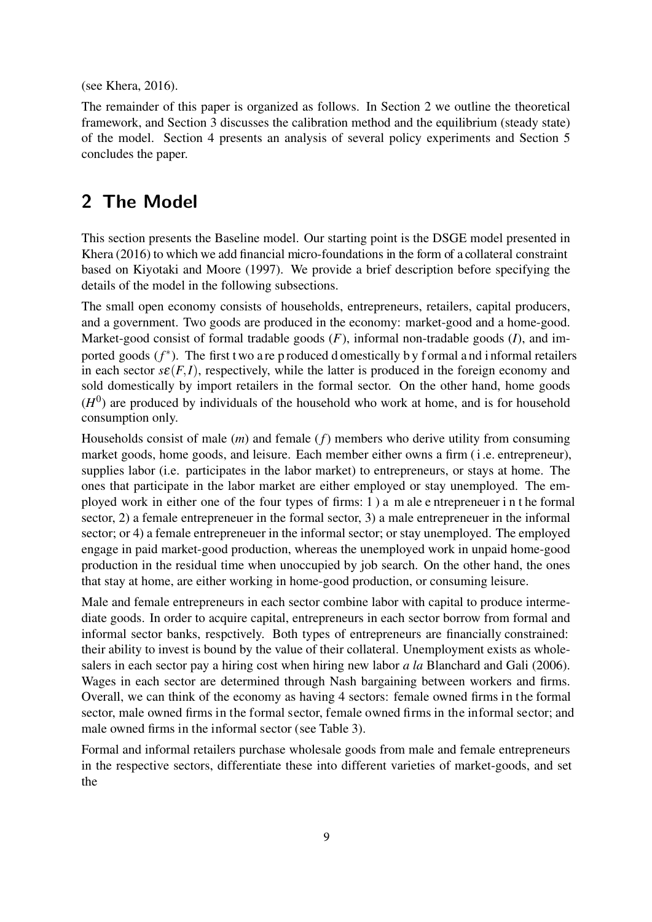(see Khera, 2016).

The remainder of this paper is organized as follows. In Section 2 we outline the theoretical framework, and Section 3 discusses the calibration method and the equilibrium (steady state) of the model. Section 4 presents an analysis of several policy experiments and Section 5 concludes the paper.

## 2 The Model

This section presents the Baseline model. Our starting point is the DSGE model presented in Khera (2016) to which we add financial micro-foundations in the form of a collateral constraint based on Kiyotaki and Moore (1997). We provide a brief description before specifying the details of the model in the following subsections.

The small open economy consists of households, entrepreneurs, retailers, capital producers, and a government. Two goods are produced in the economy: market-good and a home-good. Market-good consist of formal tradable goods ($F$), informal non-tradable goods ($I$), and imported goods ($f^*$). The first two are produced domestically by formal and informal retailers in each sector $s\varepsilon(F,I)$, respectively, while the latter is produced in the foreign economy and sold domestically by import retailers in the formal sector. On the other hand, home goods ($H^0$) are produced by individuals of the household who work at home, and is for household consumption only.

Households consist of male ($m$) and female ($f$) members who derive utility from consuming market goods, home goods, and leisure. Each member either owns a firm (i.e. entrepreneur), supplies labor (i.e. participates in the labor market) to entrepreneurs, or stays at home. The ones that participate in the labor market are either employed or stay unemployed. The employed work in either one of the four types of firms: 1) a male entrepreneuer in the formal sector, 2) a female entrepreneuer in the formal sector, 3) a male entrepreneuer in the informal sector; or 4) a female entrepreneuer in the informal sector; or stay unemployed. The employed engage in paid market-good production, whereas the unemployed work in unpaid home-good production in the residual time when unoccupied by job search. On the other hand, the ones that stay at home, are either working in home-good production, or consuming leisure.

Male and female entrepreneurs in each sector combine labor with capital to produce intermediate goods. In order to acquire capital, entrepreneurs in each sector borrow from formal and informal sector banks, respctively. Both types of entrepreneurs are financially constrained: their ability to invest is bound by the value of their collateral. Unemployment exists as wholesalers in each sector pay a hiring cost when hiring new labor *a la* Blanchard and Gali (2006). Wages in each sector are determined through Nash bargaining between workers and firms. Overall, we can think of the economy as having 4 sectors: female owned firms in the formal sector, male owned firms in the formal sector, female owned firms in the informal sector; and male owned firms in the informal sector (see Table 3).

Formal and informal retailers purchase wholesale goods from male and female entrepreneurs in the respective sectors, differentiate these into different varieties of market-goods, and set the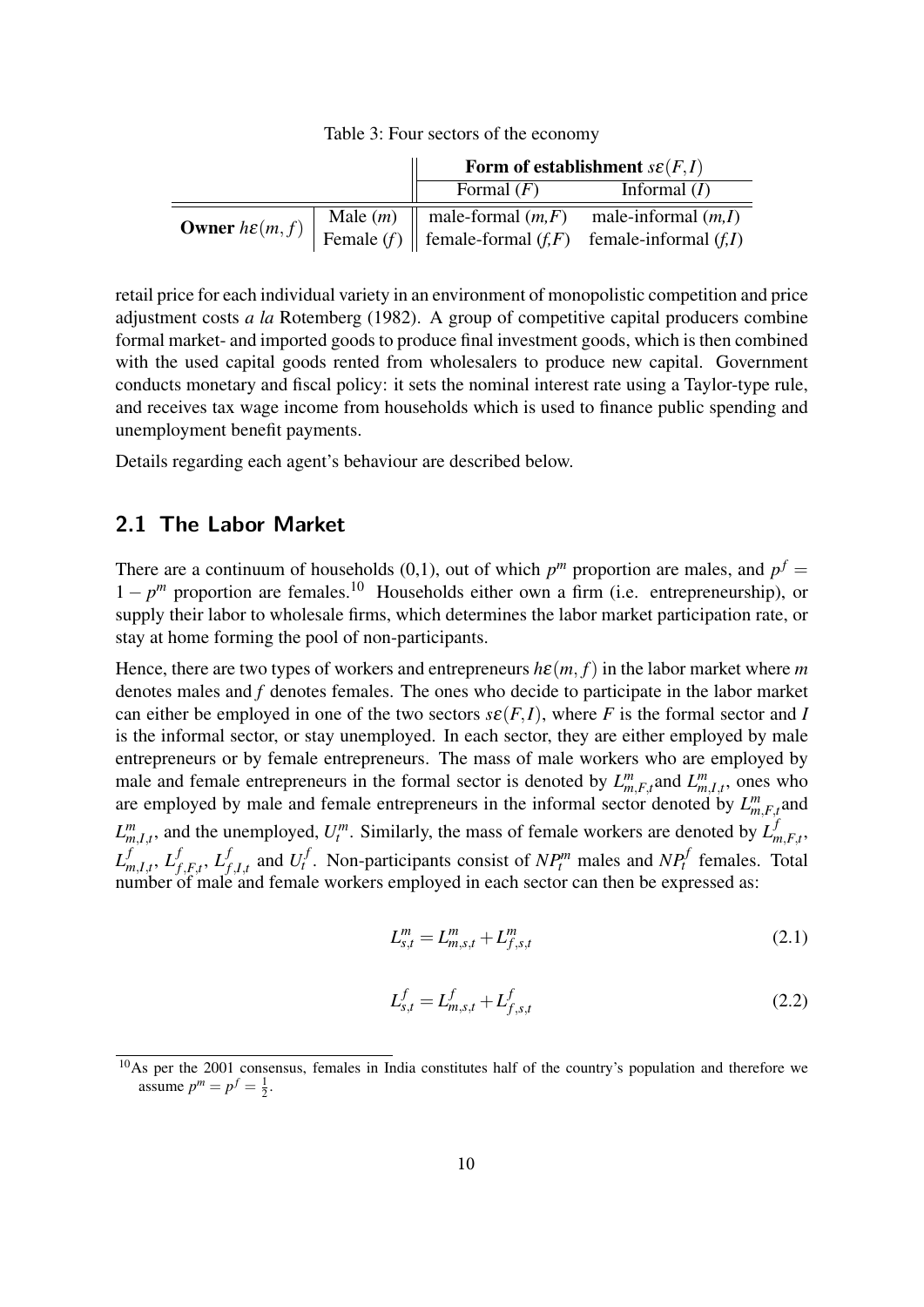Table 3: Four sectors of the economy

| | | Form of establishment $s\varepsilon(F,I)$ | |
|---|---|---|---|
| | | Formal ($F$) | Informal ($I$) |
| **Owner** $h\varepsilon(m,f)$ | Male ($m$) | male-formal ($m$,$F$) | male-informal ($m$,$I$) |
| | Female ($f$) | female-formal ($f$,$F$) | female-informal ($f$,$I$) |

retail price for each individual variety in an environment of monopolistic competition and price adjustment costs *a la* Rotemberg (1982). A group of competitive capital producers combine formal market- and imported goods to produce final investment goods, which is then combined with the used capital goods rented from wholesalers to produce new capital. Government conducts monetary and fiscal policy: it sets the nominal interest rate using a Taylor-type rule, and receives tax wage income from households which is used to finance public spending and unemployment benefit payments.

Details regarding each agent's behaviour are described below.

## 2.1 The Labor Market

There are a continuum of households (0,1), out of which $p^m$ proportion are males, and $p^f = 1 - p^m$ proportion are females.[10] Households either own a firm (i.e. entrepreneurship), or supply their labor to wholesale firms, which determines the labor market participation rate, or stay at home forming the pool of non-participants.

Hence, there are two types of workers and entrepreneurs $h\varepsilon(m,f)$ in the labor market where $m$ denotes males and $f$ denotes females. The ones who decide to participate in the labor market can either be employed in one of the two sectors $s\varepsilon(F,I)$, where $F$ is the formal sector and $I$ is the informal sector, or stay unemployed. In each sector, they are either employed by male entrepreneurs or by female entrepreneurs. The mass of male workers who are employed by male and female entrepreneurs in the formal sector is denoted by $L^m_{m,F,t}$and $L^m_{m,I,t}$, ones who are employed by male and female entrepreneurs in the informal sector denoted by $L^m_{m,F,t}$and $L^m_{m,I,t}$, and the unemployed, $U^m_t$. Similarly, the mass of female workers are denoted by $L^f_{m,F,t}$, $L^f_{m,I,t}$, $L^f_{f,F,t}$, $L^f_{f,I,t}$ and $U^f_t$. Non-participants consist of $NP^m_t$ males and $NP^f_t$ females. Total number of male and female workers employed in each sector can then be expressed as:

$$L^m_{s,t} = L^m_{m,s,t} + L^m_{f,s,t} \tag{2.1}$$

$$L^f_{s,t} = L^f_{m,s,t} + L^f_{f,s,t} \tag{2.2}$$

[10] As per the 2001 consensus, females in India constitutes half of the country's population and therefore we assume $p^m = p^f = \frac{1}{2}$.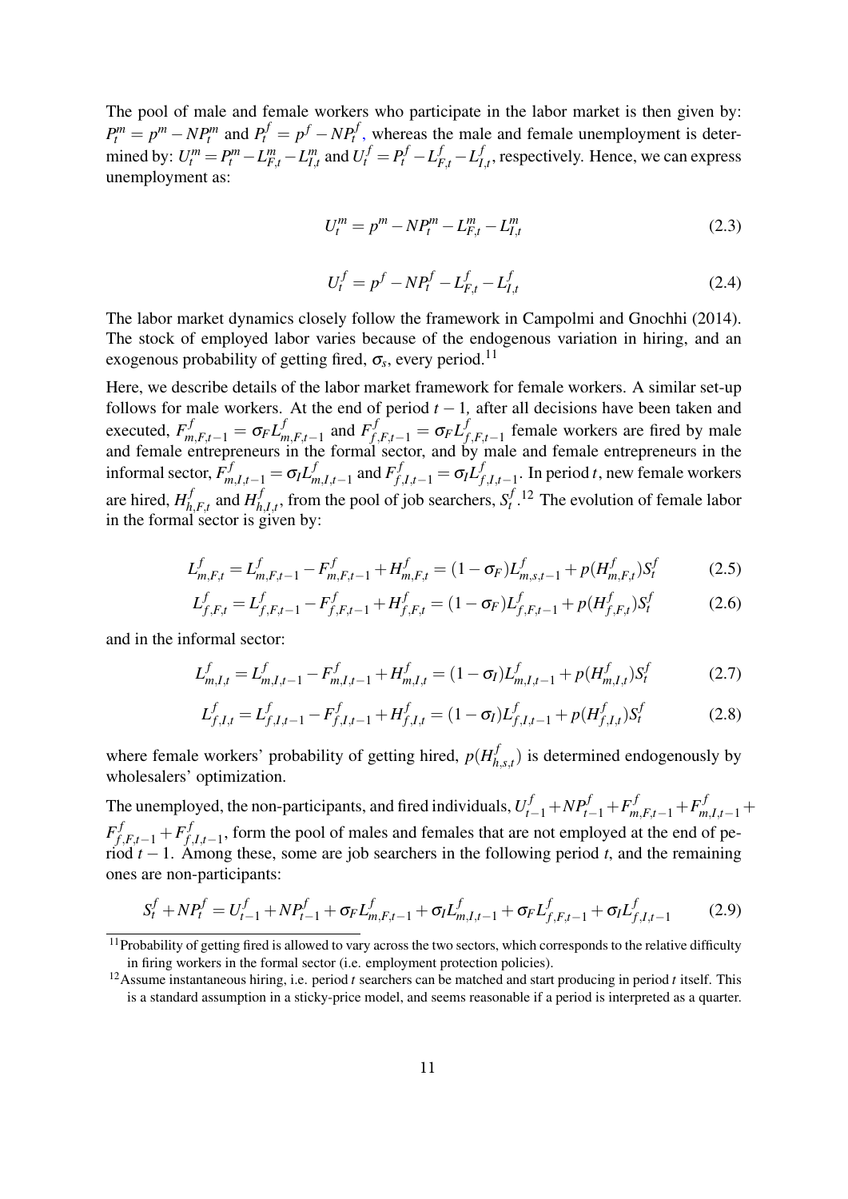The pool of male and female workers who participate in the labor market is then given by: $P_t^m = p^m - NP_t^m$ and $P_t^f = p^f - NP_t^f$, whereas the male and female unemployment is determined by: $U_t^m = P_t^m - L_{F,t}^m - L_{I,t}^m$ and $U_t^f = P_t^f - L_{F,t}^f - L_{I,t}^f$, respectively. Hence, we can express unemployment as:

$$U_t^m = p^m - NP_t^m - L_{F,t}^m - L_{I,t}^m \tag{2.3}$$

$$U_t^f = p^f - NP_t^f - L_{F,t}^f - L_{I,t}^f \tag{2.4}$$

The labor market dynamics closely follow the framework in Campolmi and Gnochhi (2014). The stock of employed labor varies because of the endogenous variation in hiring, and an exogenous probability of getting fired, $\sigma_s$, every period.[11]

Here, we describe details of the labor market framework for female workers. A similar set-up follows for male workers. At the end of period $t-1$, after all decisions have been taken and executed, $F_{m,F,t-1}^f = \sigma_F L_{m,F,t-1}^f$ and $F_{f,F,t-1}^f = \sigma_F L_{f,F,t-1}^f$ female workers are fired by male and female entrepreneurs in the formal sector, and by male and female entrepreneurs in the informal sector, $F_{m,I,t-1}^f = \sigma_I L_{m,I,t-1}^f$ and $F_{f,I,t-1}^f = \sigma_I L_{f,I,t-1}^f$. In period $t$, new female workers are hired, $H_{h,F,t}^f$ and $H_{h,I,t}^f$, from the pool of job searchers, $S_t^f$.[12] The evolution of female labor in the formal sector is given by:

$$L_{m,F,t}^f = L_{m,F,t-1}^f - F_{m,F,t-1}^f + H_{m,F,t}^f = (1-\sigma_F)L_{m,s,t-1}^f + p(H_{m,F,t}^f)S_t^f \tag{2.5}$$

$$L_{f,F,t}^f = L_{f,F,t-1}^f - F_{f,F,t-1}^f + H_{f,F,t}^f = (1-\sigma_F)L_{f,F,t-1}^f + p(H_{f,F,t}^f)S_t^f \tag{2.6}$$

and in the informal sector:

$$L_{m,I,t}^f = L_{m,I,t-1}^f - F_{m,I,t-1}^f + H_{m,I,t}^f = (1-\sigma_I)L_{m,I,t-1}^f + p(H_{m,I,t}^f)S_t^f \tag{2.7}$$

$$L_{f,I,t}^f = L_{f,I,t-1}^f - F_{f,I,t-1}^f + H_{f,I,t}^f = (1-\sigma_I)L_{f,I,t-1}^f + p(H_{f,I,t}^f)S_t^f \tag{2.8}$$

where female workers' probability of getting hired, $p(H_{h,s,t}^f)$ is determined endogenously by wholesalers' optimization.

The unemployed, the non-participants, and fired individuals, $U_{t-1}^f + NP_{t-1}^f + F_{m,F,t-1}^f + F_{m,I,t-1}^f + F_{f,F,t-1}^f + F_{f,I,t-1}^f$, form the pool of males and females that are not employed at the end of period $t-1$. Among these, some are job searchers in the following period $t$, and the remaining ones are non-participants:

$$S_t^f + NP_t^f = U_{t-1}^f + NP_{t-1}^f + \sigma_F L_{m,F,t-1}^f + \sigma_I L_{m,I,t-1}^f + \sigma_F L_{f,F,t-1}^f + \sigma_I L_{f,I,t-1}^f \tag{2.9}$$

---

[11] Probability of getting fired is allowed to vary across the two sectors, which corresponds to the relative difficulty in firing workers in the formal sector (i.e. employment protection policies).

[12] Assume instantaneous hiring, i.e. period $t$ searchers can be matched and start producing in period $t$ itself. This is a standard assumption in a sticky-price model, and seems reasonable if a period is interpreted as a quarter.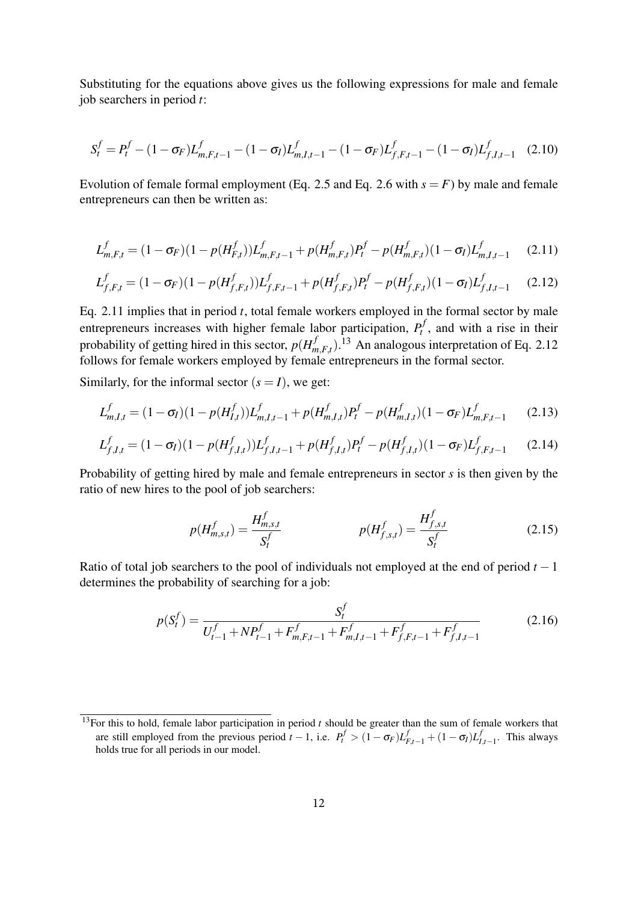Substituting for the equations above gives us the following expressions for male and female job searchers in period $t$:

$$S_t^f = P_t^f - (1-\sigma_F)L_{m,F,t-1}^f - (1-\sigma_I)L_{m,I,t-1}^f - (1-\sigma_F)L_{f,F,t-1}^f - (1-\sigma_I)L_{f,I,t-1}^f \quad (2.10)$$

Evolution of female formal employment (Eq. 2.5 and Eq. 2.6 with $s = F$) by male and female entrepreneurs can then be written as:

$$L_{m,F,t}^f = (1-\sigma_F)(1-p(H_{F,t}^f))L_{m,F,t-1}^f + p(H_{m,F,t}^f)P_t^f - p(H_{m,F,t}^f)(1-\sigma_I)L_{m,I,t-1}^f \quad (2.11)$$

$$L_{f,F,t}^f = (1-\sigma_F)(1-p(H_{f,F,t}^f))L_{f,F,t-1}^f + p(H_{f,F,t}^f)P_t^f - p(H_{f,F,t}^f)(1-\sigma_I)L_{f,I,t-1}^f \quad (2.12)$$

Eq. 2.11 implies that in period $t$, total female workers employed in the formal sector by male entrepreneurs increases with higher female labor participation, $P_t^f$, and with a rise in their probability of getting hired in this sector, $p(H_{m,F,t}^f)$.[13] An analogous interpretation of Eq. 2.12 follows for female workers employed by female entrepreneurs in the formal sector.

Similarly, for the informal sector ($s = I$), we get:

$$L_{m,I,t}^f = (1-\sigma_I)(1-p(H_{I,t}^f))L_{m,I,t-1}^f + p(H_{m,I,t}^f)P_t^f - p(H_{m,I,t}^f)(1-\sigma_F)L_{m,F,t-1}^f \quad (2.13)$$

$$L_{f,I,t}^f = (1-\sigma_I)(1-p(H_{f,I,t}^f))L_{f,I,t-1}^f + p(H_{f,I,t}^f)P_t^f - p(H_{f,I,t}^f)(1-\sigma_F)L_{f,F,t-1}^f \quad (2.14)$$

Probability of getting hired by male and female entrepreneurs in sector $s$ is then given by the ratio of new hires to the pool of job searchers:

$$p(H_{m,s,t}^f) = \frac{H_{m,s,t}^f}{S_t^f} \qquad\qquad p(H_{f,s,t}^f) = \frac{H_{f,s,t}^f}{S_t^f} \quad (2.15)$$

Ratio of total job searchers to the pool of individuals not employed at the end of period $t-1$ determines the probability of searching for a job:

$$p(S_t^f) = \frac{S_t^f}{U_{t-1}^f + NP_{t-1}^f + F_{m,F,t-1}^f + F_{m,I,t-1}^f + F_{f,F,t-1}^f + F_{f,I,t-1}^f} \quad (2.16)$$

[13] For this to hold, female labor participation in period $t$ should be greater than the sum of female workers that are still employed from the previous period $t-1$, i.e. $P_t^f > (1-\sigma_F)L_{F,t-1}^f + (1-\sigma_I)L_{I,t-1}^f$. This always holds true for all periods in our model.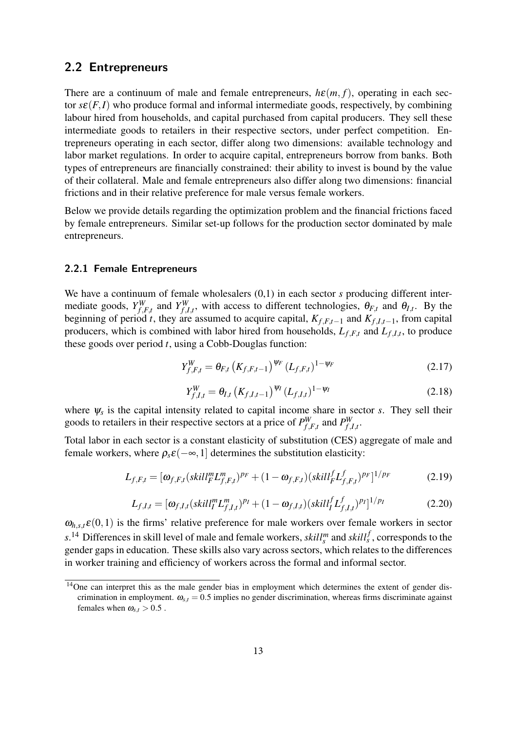## 2.2 Entrepreneurs

There are a continuum of male and female entrepreneurs, $h\varepsilon(m,f)$, operating in each sector $s\varepsilon(F,I)$ who produce formal and informal intermediate goods, respectively, by combining labour hired from households, and capital purchased from capital producers. They sell these intermediate goods to retailers in their respective sectors, under perfect competition. Entrepreneurs operating in each sector, differ along two dimensions: available technology and labor market regulations. In order to acquire capital, entrepreneurs borrow from banks. Both types of entrepreneurs are financially constrained: their ability to invest is bound by the value of their collateral. Male and female entrepreneurs also differ along two dimensions: financial frictions and in their relative preference for male versus female workers.

Below we provide details regarding the optimization problem and the financial frictions faced by female entrepreneurs. Similar set-up follows for the production sector dominated by male entrepreneurs.

### 2.2.1 Female Entrepreneurs

We have a continuum of female wholesalers (0,1) in each sector $s$ producing different intermediate goods, $Y^W_{f,F,t}$ and $Y^W_{f,I,t}$, with access to different technologies, $\theta_{F,t}$ and $\theta_{I,t}$. By the beginning of period $t$, they are assumed to acquire capital, $K_{f,F,t-1}$ and $K_{f,I,t-1}$, from capital producers, which is combined with labor hired from households, $L_{f,F,t}$ and $L_{f,I,t}$, to produce these goods over period $t$, using a Cobb-Douglas function:

$$Y^W_{f,F,t} = \theta_{F,t}\left(K_{f,F,t-1}\right)^{\psi_F}\left(L_{f,F,t}\right)^{1-\psi_F} \tag{2.17}$$

$$Y^W_{f,I,t} = \theta_{I,t}\left(K_{f,I,t-1}\right)^{\psi_I}\left(L_{f,I,t}\right)^{1-\psi_I} \tag{2.18}$$

where $\psi_s$ is the capital intensity related to capital income share in sector $s$. They sell their goods to retailers in their respective sectors at a price of $P^W_{f,F,t}$ and $P^W_{f,I,t}$.

Total labor in each sector is a constant elasticity of substitution (CES) aggregate of male and female workers, where $\rho_s\varepsilon(-\infty,1]$ determines the substitution elasticity:

$$L_{f,F,t} = [\omega_{f,F,t}(skill^m_F L^m_{f,F,t})^{p_F} + (1-\omega_{f,F,t})(skill^f_F L^f_{f,F,t})^{p_F}]^{1/p_F} \tag{2.19}$$

$$L_{f,I,t} = [\omega_{f,I,t}(skill^m_I L^m_{f,I,t})^{p_I} + (1-\omega_{f,I,t})(skill^f_I L^f_{f,I,t})^{p_I}]^{1/p_I} \tag{2.20}$$

$\omega_{h,s,t}\varepsilon(0,1)$ is the firms' relative preference for male workers over female workers in sector $s$.[14] Differences in skill level of male and female workers, $skill^m_s$ and $skill^f_s$, corresponds to the gender gaps in education. These skills also vary across sectors, which relates to the differences in worker training and efficiency of workers across the formal and informal sector.

[14] One can interpret this as the male gender bias in employment which determines the extent of gender discrimination in employment. $\omega_{s,t} = 0.5$ implies no gender discrimination, whereas firms discriminate against females when $\omega_{s,t} > 0.5$ .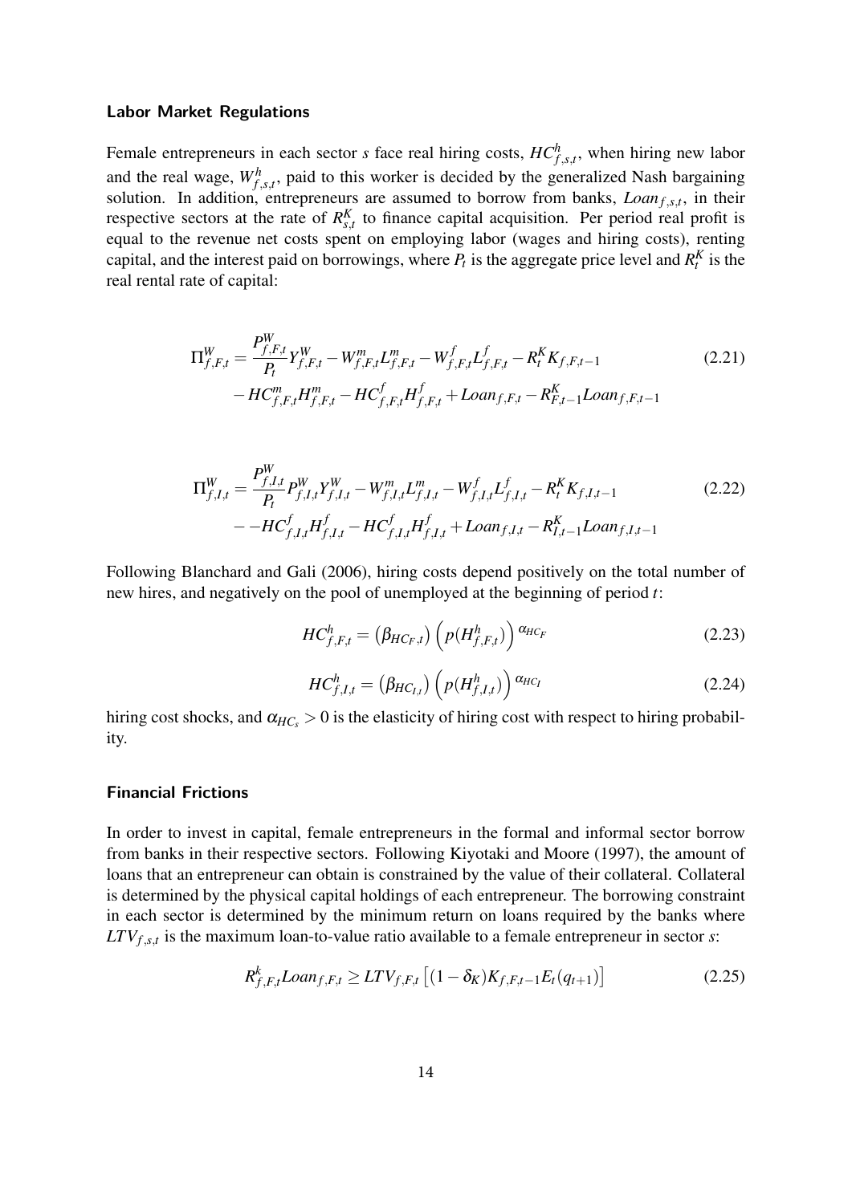### Labor Market Regulations

Female entrepreneurs in each sector $s$ face real hiring costs, $HC^h_{f,s,t}$, when hiring new labor and the real wage, $W^h_{f,s,t}$, paid to this worker is decided by the generalized Nash bargaining solution. In addition, entrepreneurs are assumed to borrow from banks, $Loan_{f,s,t}$, in their respective sectors at the rate of $R^K_{s,t}$ to finance capital acquisition. Per period real profit is equal to the revenue net costs spent on employing labor (wages and hiring costs), renting capital, and the interest paid on borrowings, where $P_t$ is the aggregate price level and $R^K_t$ is the real rental rate of capital:

$$\Pi^W_{f,F,t} = \frac{P^W_{f,F,t}}{P_t} Y^W_{f,F,t} - W^m_{f,F,t} L^m_{f,F,t} - W^f_{f,F,t} L^f_{f,F,t} - R^K_t K_{f,F,t-1} \\ - HC^m_{f,F,t} H^m_{f,F,t} - HC^f_{f,F,t} H^f_{f,F,t} + Loan_{f,F,t} - R^K_{F,t-1} Loan_{f,F,t-1} \tag{2.21}$$

$$\Pi^W_{f,I,t} = \frac{P^W_{f,I,t}}{P_t} P^W_{f,I,t} Y^W_{f,I,t} - W^m_{f,I,t} L^m_{f,I,t} - W^f_{f,I,t} L^f_{f,I,t} - R^K_t K_{f,I,t-1} \\ - -HC^f_{f,I,t} H^f_{f,I,t} - HC^f_{f,I,t} H^f_{f,I,t} + Loan_{f,I,t} - R^K_{I,t-1} Loan_{f,I,t-1} \tag{2.22}$$

Following Blanchard and Gali (2006), hiring costs depend positively on the total number of new hires, and negatively on the pool of unemployed at the beginning of period $t$:

$$HC^h_{f,F,t} = \left(\beta_{HC_F,t}\right) \left(p(H^h_{f,F,t})\right)^{\alpha_{HC_F}} \tag{2.23}$$

$$HC^h_{f,I,t} = \left(\beta_{HC_{I,t}}\right) \left(p(H^h_{f,I,t})\right)^{\alpha_{HC_I}} \tag{2.24}$$

hiring cost shocks, and $\alpha_{HC_s} > 0$ is the elasticity of hiring cost with respect to hiring probability.

### Financial Frictions

In order to invest in capital, female entrepreneurs in the formal and informal sector borrow from banks in their respective sectors. Following Kiyotaki and Moore (1997), the amount of loans that an entrepreneur can obtain is constrained by the value of their collateral. Collateral is determined by the physical capital holdings of each entrepreneur. The borrowing constraint in each sector is determined by the minimum return on loans required by the banks where $LTV_{f,s,t}$ is the maximum loan-to-value ratio available to a female entrepreneur in sector $s$:

$$R^k_{f,F,t} Loan_{f,F,t} \geq LTV_{f,F,t} \left[(1-\delta_K) K_{f,F,t-1} E_t(q_{t+1})\right] \tag{2.25}$$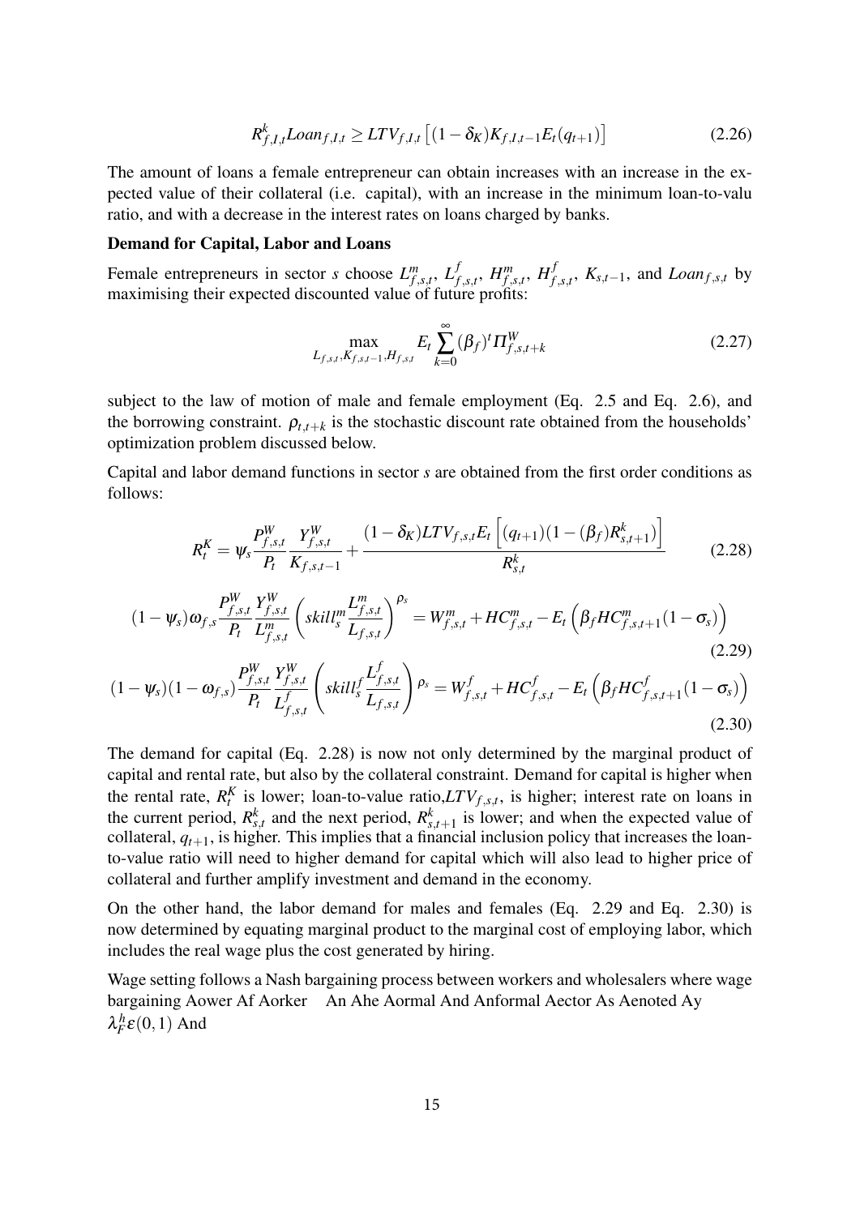$$
R^k_{f,I,t} Loan_{f,I,t} \geq LTV_{f,I,t} \left[ (1-\delta_K) K_{f,I,t-1} E_t(q_{t+1}) \right] \tag{2.26}
$$

The amount of loans a female entrepreneur can obtain increases with an increase in the expected value of their collateral (i.e. capital), with an increase in the minimum loan-to-valu ratio, and with a decrease in the interest rates on loans charged by banks.

**Demand for Capital, Labor and Loans**

Female entrepreneurs in sector $s$ choose $L^m_{f,s,t}$, $L^f_{f,s,t}$, $H^m_{f,s,t}$, $H^f_{f,s,t}$, $K_{s,t-1}$, and $Loan_{f,s,t}$ by maximising their expected discounted value of future profits:

$$
\max_{L_{f,s,t}, K_{f,s,t-1}, H_{f,s,t}} E_t \sum_{k=0}^{\infty} (\beta_f)^t \Pi^W_{f,s,t+k} \tag{2.27}
$$

subject to the law of motion of male and female employment (Eq. 2.5 and Eq. 2.6), and the borrowing constraint. $\rho_{t,t+k}$ is the stochastic discount rate obtained from the households' optimization problem discussed below.

Capital and labor demand functions in sector $s$ are obtained from the first order conditions as follows:

$$
R^K_t = \psi_s \frac{P^W_{f,s,t}}{P_t} \frac{Y^W_{f,s,t}}{K_{f,s,t-1}} + \frac{(1-\delta_K) LTV_{f,s,t} E_t \left[ (q_{t+1})(1-(\beta_f) R^k_{s,t+1}) \right]}{R^k_{s,t}} \tag{2.28}
$$

$$
(1-\psi_s)\omega_{f,s} \frac{P^W_{f,s,t}}{P_t} \frac{Y^W_{f,s,t}}{L^m_{f,s,t}} \left( skill^m_s \frac{L^m_{f,s,t}}{L_{f,s,t}} \right)^{\rho_s} = W^m_{f,s,t} + HC^m_{f,s,t} - E_t \left( \beta_f HC^m_{f,s,t+1}(1-\sigma_s) \right) \tag{2.29}
$$

$$
(1-\psi_s)(1-\omega_{f,s}) \frac{P^W_{f,s,t}}{P_t} \frac{Y^W_{f,s,t}}{L^f_{f,s,t}} \left( skill^f_s \frac{L^f_{f,s,t}}{L_{f,s,t}} \right)^{\rho_s} = W^f_{f,s,t} + HC^f_{f,s,t} - E_t \left( \beta_f HC^f_{f,s,t+1}(1-\sigma_s) \right) \tag{2.30}
$$

The demand for capital (Eq. 2.28) is now not only determined by the marginal product of capital and rental rate, but also by the collateral constraint. Demand for capital is higher when the rental rate, $R^K_t$ is lower; loan-to-value ratio,$LTV_{f,s,t}$, is higher; interest rate on loans in the current period, $R^k_{s,t}$ and the next period, $R^k_{s,t+1}$ is lower; and when the expected value of collateral, $q_{t+1}$, is higher. This implies that a financial inclusion policy that increases the loan-to-value ratio will need to higher demand for capital which will also lead to higher price of collateral and further amplify investment and demand in the economy.

On the other hand, the labor demand for males and females (Eq. 2.29 and Eq. 2.30) is now determined by equating marginal product to the marginal cost of employing labor, which includes the real wage plus the cost generated by hiring.

Wage setting follows a Nash bargaining process between workers and wholesalers where wage bargaining Aower Af Aorker An Ahe Aormal And Anformal Aector As Aenoted Ay $\lambda^h_F \varepsilon(0,1)$ And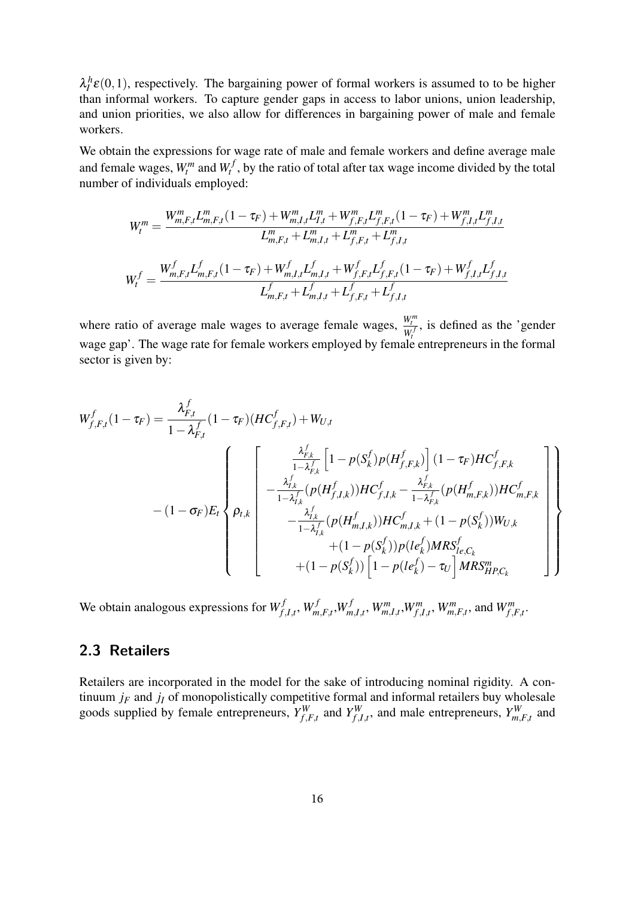$\lambda_I^h \varepsilon(0,1)$, respectively. The bargaining power of formal workers is assumed to to be higher than informal workers. To capture gender gaps in access to labor unions, union leadership, and union priorities, we also allow for differences in bargaining power of male and female workers.

We obtain the expressions for wage rate of male and female workers and define average male and female wages, $W_t^m$ and $W_t^f$, by the ratio of total after tax wage income divided by the total number of individuals employed:

$$W_t^m = \frac{W_{m,F,t}^m L_{m,F,t}^m (1-\tau_F) + W_{m,I,t}^m L_{I,t}^m + W_{f,F,t}^m L_{f,F,t}^m (1-\tau_F) + W_{f,I,t}^m L_{f,I,t}^m}{L_{m,F,t}^m + L_{m,I,t}^m + L_{f,F,t}^m + L_{f,I,t}^m}$$

$$W_t^f = \frac{W_{m,F,t}^f L_{m,F,t}^f (1-\tau_F) + W_{m,I,t}^f L_{m,I,t}^f + W_{f,F,t}^f L_{f,F,t}^f (1-\tau_F) + W_{f,I,t}^f L_{f,I,t}^f}{L_{m,F,t}^f + L_{m,I,t}^f + L_{f,F,t}^f + L_{f,I,t}^f}$$

where ratio of average male wages to average female wages, $\frac{W_t^m}{W_t^f}$, is defined as the 'gender wage gap'. The wage rate for female workers employed by female entrepreneurs in the formal sector is given by:

$$
\begin{aligned}
W_{f,F,t}^f(1-\tau_F) = {} & \frac{\lambda_{F,t}^f}{1-\lambda_{F,t}^f}(1-\tau_F)(HC_{f,F,t}^f) + W_{U,t} \\
& -(1-\sigma_F)E_t \left\{ \rho_{t,k} \left[ \begin{array}{c}
\frac{\lambda_{F,k}^f}{1-\lambda_{F,k}^f}\left[1-p(S_k^f)p(H_{f,F,k}^f)\right](1-\tau_F)HC_{f,F,k}^f \\
-\frac{\lambda_{I,k}^f}{1-\lambda_{I,k}^f}(p(H_{f,I,k}^f))HC_{f,I,k}^f - \frac{\lambda_{F,k}^f}{1-\lambda_{F,k}^f}(p(H_{m,F,k}^f))HC_{m,F,k}^f \\
-\frac{\lambda_{I,k}^f}{1-\lambda_{I,k}^f}(p(H_{m,I,k}^f))HC_{m,I,k}^f + (1-p(S_k^f))W_{U,k} \\
+(1-p(S_k^f))p(le_k^f)MRS_{le,C_k}^f \\
+(1-p(S_k^f))\left[1-p(le_k^f)-\tau_U\right]MRS_{HP,C_k}^m
\end{array} \right] \right\}
\end{aligned}
$$

We obtain analogous expressions for $W_{f,I,t}^f$, $W_{m,F,t}^f$, $W_{m,I,t}^f$, $W_{m,I,t}^m$, $W_{f,I,t}^m$, $W_{m,F,t}^m$, and $W_{f,F,t}^m$.

## 2.3 Retailers

Retailers are incorporated in the model for the sake of introducing nominal rigidity. A continuum $j_F$ and $j_I$ of monopolistically competitive formal and informal retailers buy wholesale goods supplied by female entrepreneurs, $Y_{f,F,t}^W$ and $Y_{f,I,t}^W$, and male entrepreneurs, $Y_{m,F,t}^W$ and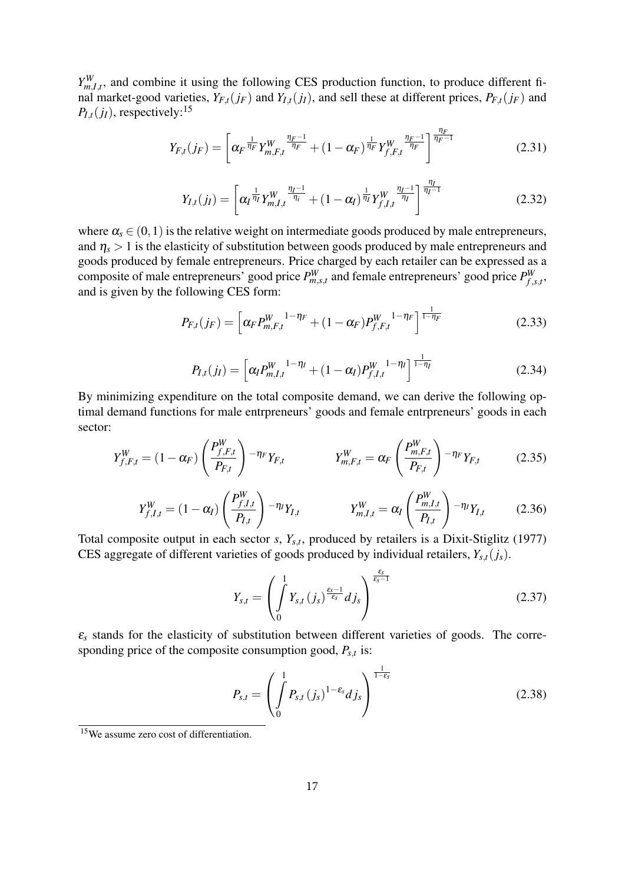$Y^W_{m,I,t}$, and combine it using the following CES production function, to produce different final market-good varieties, $Y_{F,t}(j_F)$ and $Y_{I,t}(j_I)$, and sell these at different prices, $P_{F,t}(j_F)$ and $P_{I,t}(j_I)$, respectively:[15]

$$Y_{F,t}(j_F) = \left[ \alpha_F{}^{\frac{1}{\eta_F}} Y^W_{m,F,t}{}^{\frac{\eta_F-1}{\eta_F}} + (1-\alpha_F)^{\frac{1}{\eta_F}} Y^W_{f,F,t}{}^{\frac{\eta_F-1}{\eta_F}} \right]^{\frac{\eta_F}{\eta_F-1}} \tag{2.31}$$

$$Y_{I,t}(j_I) = \left[ \alpha_I{}^{\frac{1}{\eta_I}} Y^W_{m,I,t}{}^{\frac{\eta_I-1}{\eta_i}} + (1-\alpha_I)^{\frac{1}{\eta_I}} Y^W_{f,I,t}{}^{\frac{\eta_I-1}{\eta_I}} \right]^{\frac{\eta_I}{\eta_I-1}} \tag{2.32}$$

where $\alpha_s \in (0,1)$ is the relative weight on intermediate goods produced by male entrepreneurs, and $\eta_s > 1$ is the elasticity of substitution between goods produced by male entrepreneurs and goods produced by female entrepreneurs. Price charged by each retailer can be expressed as a composite of male entrepreneurs' good price $P^W_{m,s,t}$ and female entrepreneurs' good price $P^W_{f,s,t}$, and is given by the following CES form:

$$P_{F,t}(j_F) = \left[ \alpha_F P^W_{m,F,t}{}^{1-\eta_F} + (1-\alpha_F) P^W_{f,F,t}{}^{1-\eta_F} \right]^{\frac{1}{1-\eta_F}} \tag{2.33}$$

$$P_{I,t}(j_I) = \left[ \alpha_I P^W_{m,I,t}{}^{1-\eta_I} + (1-\alpha_I) P^W_{f,I,t}{}^{1-\eta_I} \right]^{\frac{1}{1-\eta_I}} \tag{2.34}$$

By minimizing expenditure on the total composite demand, we can derive the following optimal demand functions for male entrpreneurs' goods and female entrpreneurs' goods in each sector:

$$Y^W_{f,F,t} = (1-\alpha_F) \left( \frac{P^W_{f,F,t}}{P_{F,t}} \right)^{-\eta_F} Y_{F,t} \qquad\qquad Y^W_{m,F,t} = \alpha_F \left( \frac{P^W_{m,F,t}}{P_{F,t}} \right)^{-\eta_F} Y_{F,t} \tag{2.35}$$

$$Y^W_{f,I,t} = (1-\alpha_I) \left( \frac{P^W_{f,I,t}}{P_{I,t}} \right)^{-\eta_I} Y_{I,t} \qquad\qquad Y^W_{m,I,t} = \alpha_I \left( \frac{P^W_{m,I,t}}{P_{I,t}} \right)^{-\eta_I} Y_{I,t} \tag{2.36}$$

Total composite output in each sector $s$, $Y_{s,t}$, produced by retailers is a Dixit-Stiglitz (1977) CES aggregate of different varieties of goods produced by individual retailers, $Y_{s,t}(j_s)$.

$$Y_{s,t} = \left( \int_0^1 Y_{s,t}(j_s)^{\frac{\varepsilon_s-1}{\varepsilon_s}} dj_s \right)^{\frac{\varepsilon_s}{\varepsilon_s-1}} \tag{2.37}$$

$\varepsilon_s$ stands for the elasticity of substitution between different varieties of goods. The corresponding price of the composite consumption good, $P_{s,t}$ is:

$$P_{s,t} = \left( \int_0^1 P_{s,t}(j_s)^{1-\varepsilon_s} dj_s \right)^{\frac{1}{1-\varepsilon_s}} \tag{2.38}$$

[15] We assume zero cost of differentiation.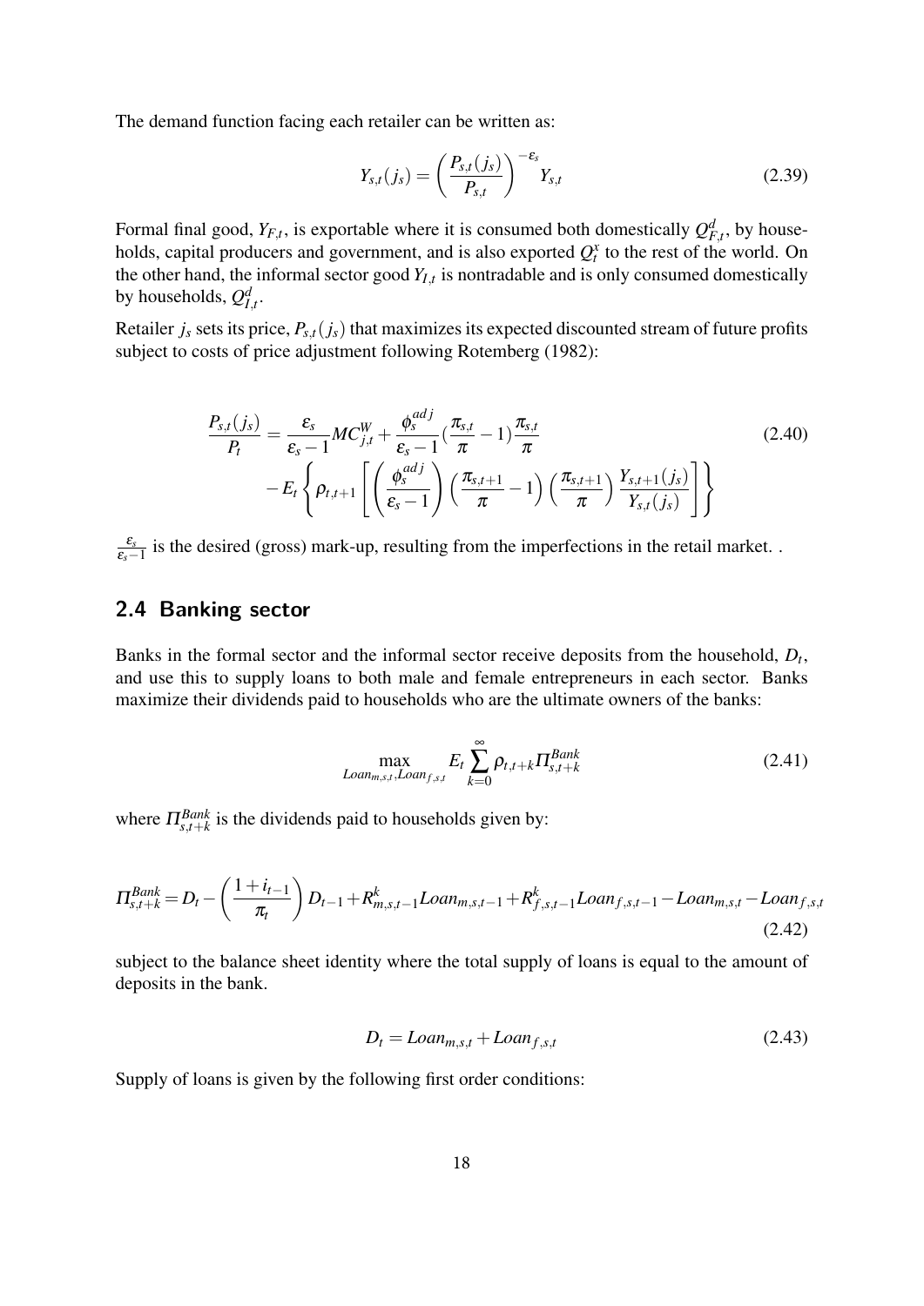The demand function facing each retailer can be written as:

$$Y_{s,t}(j_s) = \left( \frac{P_{s,t}(j_s)}{P_{s,t}} \right)^{-\varepsilon_s} Y_{s,t} \tag{2.39}$$

Formal final good, $Y_{F,t}$, is exportable where it is consumed both domestically $Q^d_{F,t}$, by households, capital producers and government, and is also exported $Q^x_t$ to the rest of the world. On the other hand, the informal sector good $Y_{I,t}$ is nontradable and is only consumed domestically by households, $Q^d_{I,t}$.

Retailer $j_s$ sets its price, $P_{s,t}(j_s)$ that maximizes its expected discounted stream of future profits subject to costs of price adjustment following Rotemberg (1982):

$$\begin{aligned}
\frac{P_{s,t}(j_s)}{P_t} = & \frac{\varepsilon_s}{\varepsilon_s - 1} MC^W_{j,t} + \frac{\phi^{adj}_s}{\varepsilon_s - 1} \left(\frac{\pi_{s,t}}{\pi} - 1\right) \frac{\pi_{s,t}}{\pi} \\
& - E_t \left\{ \rho_{t,t+1} \left[ \left( \frac{\phi^{adj}_s}{\varepsilon_s - 1} \right) \left( \frac{\pi_{s,t+1}}{\pi} - 1 \right) \left( \frac{\pi_{s,t+1}}{\pi} \right) \frac{Y_{s,t+1}(j_s)}{Y_{s,t}(j_s)} \right] \right\}
\end{aligned} \tag{2.40}$$

$\frac{\varepsilon_s}{\varepsilon_s - 1}$ is the desired (gross) mark-up, resulting from the imperfections in the retail market. .

## 2.4 Banking sector

Banks in the formal sector and the informal sector receive deposits from the household, $D_t$, and use this to supply loans to both male and female entrepreneurs in each sector. Banks maximize their dividends paid to households who are the ultimate owners of the banks:

$$\max_{Loan_{m,s,t}, Loan_{f,s,t}} E_t \sum_{k=0}^{\infty} \rho_{t,t+k} \Pi^{Bank}_{s,t+k} \tag{2.41}$$

where $\Pi^{Bank}_{s,t+k}$ is the dividends paid to households given by:

$$\Pi^{Bank}_{s,t+k} = D_t - \left( \frac{1 + i_{t-1}}{\pi_t} \right) D_{t-1} + R^k_{m,s,t-1} Loan_{m,s,t-1} + R^k_{f,s,t-1} Loan_{f,s,t-1} - Loan_{m,s,t} - Loan_{f,s,t} \tag{2.42}$$

subject to the balance sheet identity where the total supply of loans is equal to the amount of deposits in the bank.

$$D_t = Loan_{m,s,t} + Loan_{f,s,t} \tag{2.43}$$

Supply of loans is given by the following first order conditions: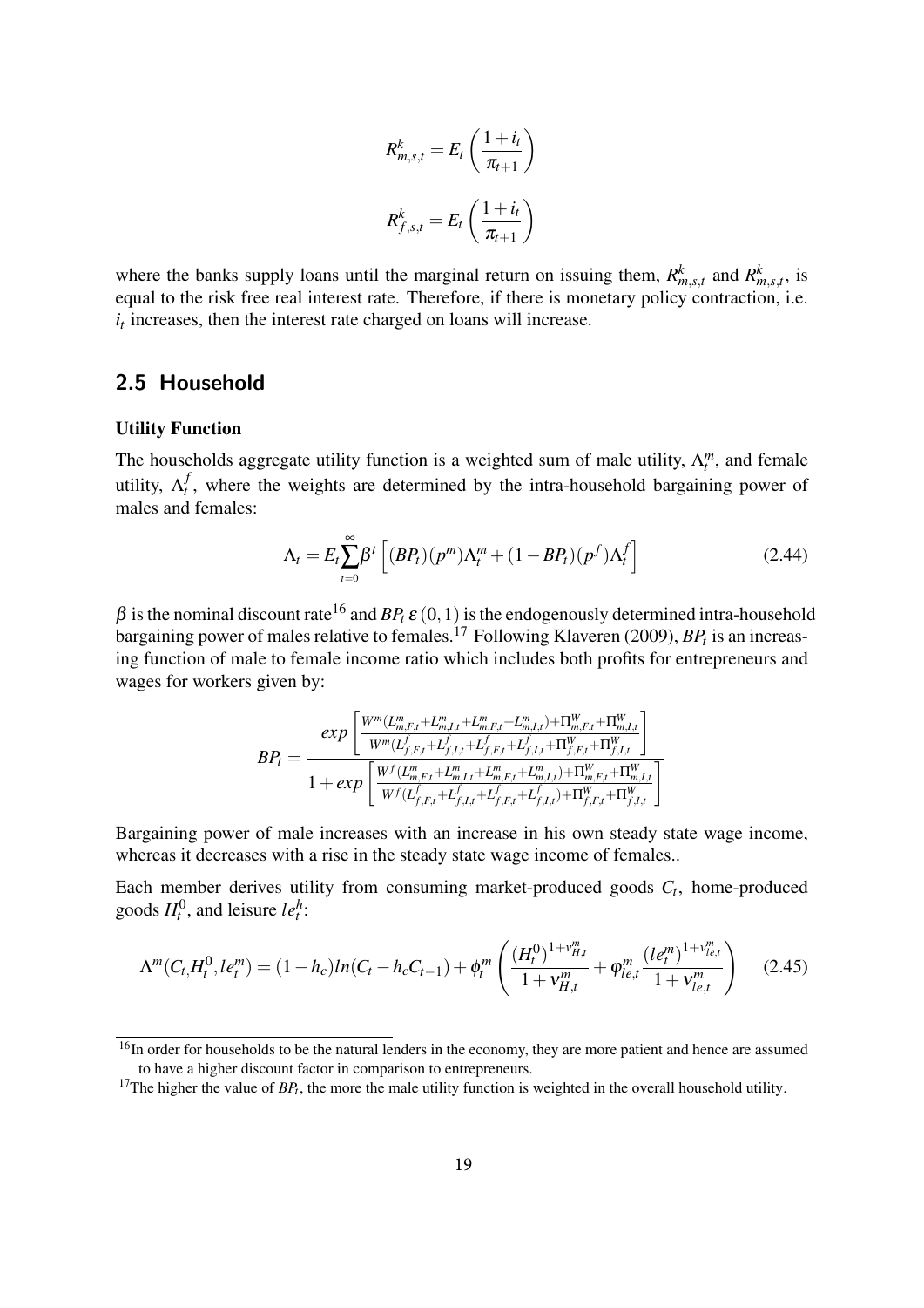$$R^{k}_{m,s,t} = E_t\left(\frac{1+i_t}{\pi_{t+1}}\right)$$

$$R^{k}_{f,s,t} = E_t\left(\frac{1+i_t}{\pi_{t+1}}\right)$$

where the banks supply loans until the marginal return on issuing them, $R^{k}_{m,s,t}$ and $R^{k}_{m,s,t}$, is equal to the risk free real interest rate. Therefore, if there is monetary policy contraction, i.e. $i_t$ increases, then the interest rate charged on loans will increase.

## 2.5 Household

**Utility Function**

The households aggregate utility function is a weighted sum of male utility, $\Lambda^{m}_{t}$, and female utility, $\Lambda^{f}_{t}$, where the weights are determined by the intra-household bargaining power of males and females:

$$\Lambda_t = E_t \sum_{t=0}^{\infty} \beta^t \left[ (BP_t)(p^m)\Lambda^{m}_{t} + (1-BP_t)(p^f)\Lambda^{f}_{t} \right] \tag{2.44}$$

$\beta$ is the nominal discount rate[16] and $BP_t\, \varepsilon\, (0,1)$ is the endogenously determined intra-household bargaining power of males relative to females.[17] Following Klaveren (2009), $BP_t$ is an increasing function of male to female income ratio which includes both profits for entrepreneurs and wages for workers given by:

$$BP_t = \frac{exp\left[\frac{W^m(L^m_{m,F,t}+L^m_{m,I,t}+L^m_{m,F,t}+L^m_{m,I,t})+\Pi^W_{m,F,t}+\Pi^W_{m,I,t}}{W^m(L^f_{f,F,t}+L^f_{f,I,t}+L^f_{f,F,t}+L^f_{f,I,t}+\Pi^W_{f,F,t}+\Pi^W_{f,I,t}}\right]}{1+exp\left[\frac{W^f(L^m_{m,F,t}+L^m_{m,I,t}+L^m_{m,F,t}+L^m_{m,I,t})+\Pi^W_{m,F,t}+\Pi^W_{m,I,t}}{W^f(L^f_{f,F,t}+L^f_{f,I,t}+L^f_{f,F,t}+L^f_{f,I,t})+\Pi^W_{f,F,t}+\Pi^W_{f,I,t}}\right]}$$

Bargaining power of male increases with an increase in his own steady state wage income, whereas it decreases with a rise in the steady state wage income of females..

Each member derives utility from consuming market-produced goods $C_t$, home-produced goods $H^0_t$, and leisure $le^h_t$:

$$\Lambda^m(C_t, H^0_t, le^m_t) = (1-h_c)ln(C_t - h_c C_{t-1}) + \phi^m_t \left( \frac{(H^0_t)^{1+v^m_{H,t}}}{1+v^m_{H,t}} + \varphi^m_{le,t}\frac{(le^m_t)^{1+v^m_{le,t}}}{1+v^m_{le,t}} \right) \tag{2.45}$$

[16] In order for households to be the natural lenders in the economy, they are more patient and hence are assumed to have a higher discount factor in comparison to entrepreneurs.

[17] The higher the value of $BP_t$, the more the male utility function is weighted in the overall household utility.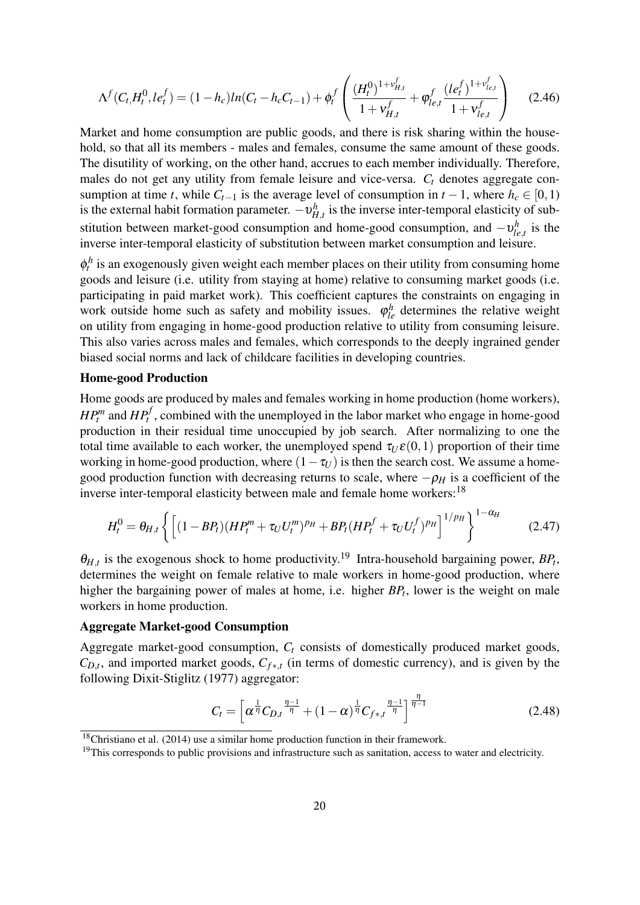$$\Lambda^f(C_t, H_t^0, le_t^f) = (1-h_c)ln(C_t - h_c C_{t-1}) + \phi_t^f \left( \frac{(H_t^0)^{1+v_{H,t}^f}}{1+v_{H,t}^f} + \varphi_{le,t}^f \frac{(le_t^f)^{1+v_{le,t}^f}}{1+v_{le,t}^f} \right) \quad (2.46)$$

Market and home consumption are public goods, and there is risk sharing within the household, so that all its members - males and females, consume the same amount of these goods. The disutility of working, on the other hand, accrues to each member individually. Therefore, males do not get any utility from female leisure and vice-versa. $C_t$ denotes aggregate consumption at time $t$, while $C_{t-1}$ is the average level of consumption in $t-1$, where $h_c \in [0,1)$ is the external habit formation parameter. $-\upsilon_{H,t}^h$ is the inverse inter-temporal elasticity of substitution between market-good consumption and home-good consumption, and $-\upsilon_{le,t}^h$ is the inverse inter-temporal elasticity of substitution between market consumption and leisure.

$\phi_t^h$ is an exogenously given weight each member places on their utility from consuming home goods and leisure (i.e. utility from staying at home) relative to consuming market goods (i.e. participating in paid market work). This coefficient captures the constraints on engaging in work outside home such as safety and mobility issues. $\varphi_{le}^h$ determines the relative weight on utility from engaging in home-good production relative to utility from consuming leisure. This also varies across males and females, which corresponds to the deeply ingrained gender biased social norms and lack of childcare facilities in developing countries.

**Home-good Production**

Home goods are produced by males and females working in home production (home workers), $HP_t^m$ and $HP_t^f$, combined with the unemployed in the labor market who engage in home-good production in their residual time unoccupied by job search. After normalizing to one the total time available to each worker, the unemployed spend $\tau_U \varepsilon (0,1)$ proportion of their time working in home-good production, where $(1-\tau_U)$ is then the search cost. We assume a home-good production function with decreasing returns to scale, where $-\rho_H$ is a coefficient of the inverse inter-temporal elasticity between male and female home workers:[18]

$$H_t^0 = \theta_{H,t} \left\{ \left[ (1-BP_t)(HP_t^m + \tau_U U_t^m)^{p_H} + BP_t (HP_t^f + \tau_U U_t^f)^{p_H} \right]^{1/p_H} \right\}^{1-\alpha_H} \quad (2.47)$$

$\theta_{H,t}$ is the exogenous shock to home productivity.[19] Intra-household bargaining power, $BP_t$, determines the weight on female relative to male workers in home-good production, where higher the bargaining power of males at home, i.e. higher $BP_t$, lower is the weight on male workers in home production.

**Aggregate Market-good Consumption**

Aggregate market-good consumption, $C_t$ consists of domestically produced market goods, $C_{D,t}$, and imported market goods, $C_{f*,t}$ (in terms of domestic currency), and is given by the following Dixit-Stiglitz (1977) aggregator:

$$C_t = \left[ \alpha^{\frac{1}{\eta}} C_{D,t}^{\frac{\eta-1}{\eta}} + (1-\alpha)^{\frac{1}{\eta}} C_{f*,t}^{\frac{\eta-1}{\eta}} \right]^{\frac{\eta}{\eta-1}} \quad (2.48)$$

[18] Christiano et al. (2014) use a similar home production function in their framework.

[19] This corresponds to public provisions and infrastructure such as sanitation, access to water and electricity.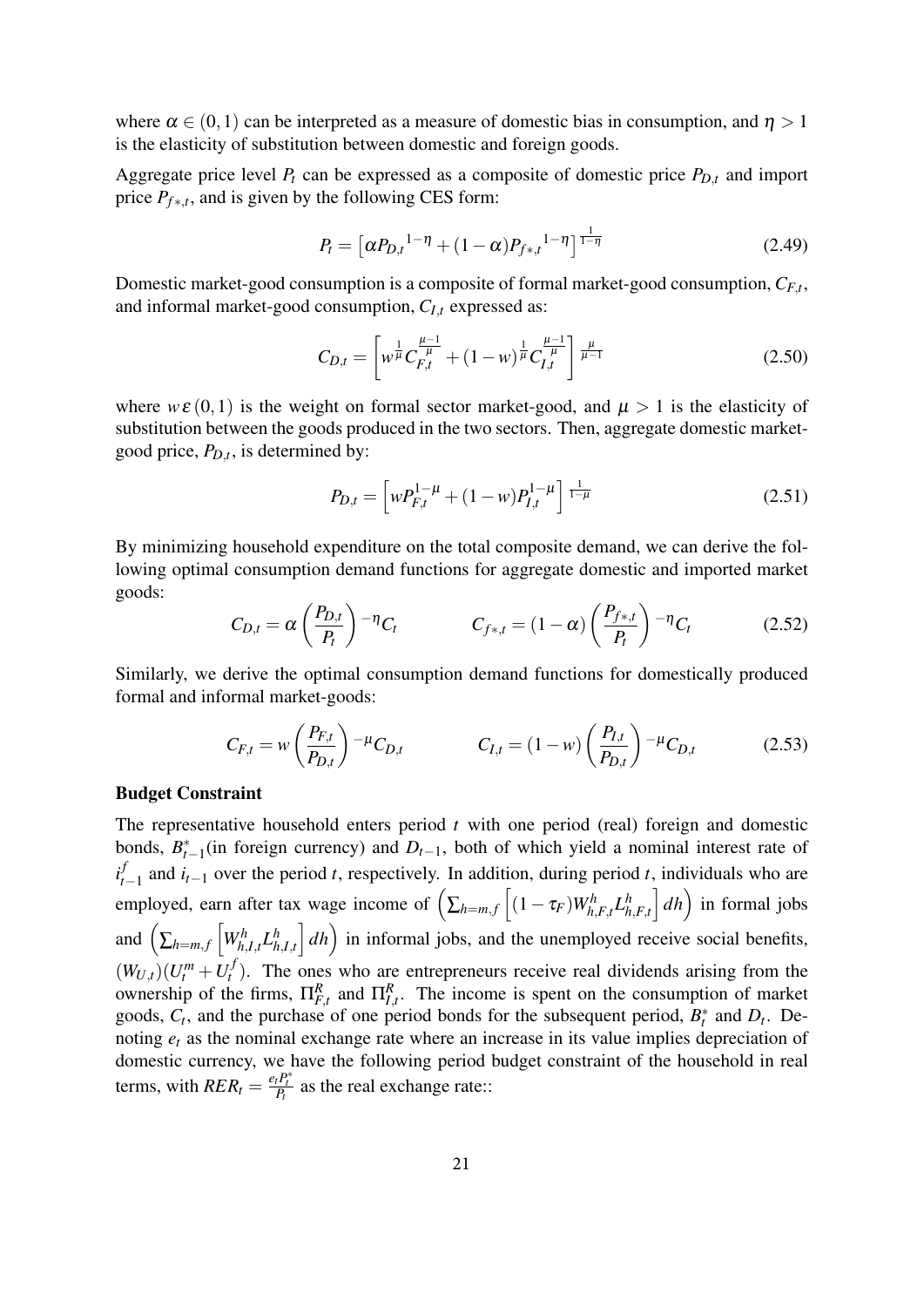where $\alpha \in (0,1)$ can be interpreted as a measure of domestic bias in consumption, and $\eta > 1$ is the elasticity of substitution between domestic and foreign goods.

Aggregate price level $P_t$ can be expressed as a composite of domestic price $P_{D,t}$ and import price $P_{f*,t}$, and is given by the following CES form:

$$P_t = \left[\alpha {P_{D,t}}^{1-\eta} + (1-\alpha){P_{f*,t}}^{1-\eta}\right]^{\frac{1}{1-\eta}} \tag{2.49}$$

Domestic market-good consumption is a composite of formal market-good consumption, $C_{F,t}$, and informal market-good consumption, $C_{I,t}$ expressed as:

$$C_{D,t} = \left[w^{\frac{1}{\mu}} C_{F,t}^{\frac{\mu-1}{\mu}} + (1-w)^{\frac{1}{\mu}} C_{I,t}^{\frac{\mu-1}{\mu}}\right]^{\frac{\mu}{\mu-1}} \tag{2.50}$$

where $w \varepsilon (0,1)$ is the weight on formal sector market-good, and $\mu > 1$ is the elasticity of substitution between the goods produced in the two sectors. Then, aggregate domestic market-good price, $P_{D,t}$, is determined by:

$$P_{D,t} = \left[w P_{F,t}^{1-\mu} + (1-w) P_{I,t}^{1-\mu}\right]^{\frac{1}{1-\mu}} \tag{2.51}$$

By minimizing household expenditure on the total composite demand, we can derive the following optimal consumption demand functions for aggregate domestic and imported market goods:

$$C_{D,t} = \alpha \left(\frac{P_{D,t}}{P_t}\right)^{-\eta} C_t \qquad\qquad C_{f*,t} = (1-\alpha)\left(\frac{P_{f*,t}}{P_t}\right)^{-\eta} C_t \tag{2.52}$$

Similarly, we derive the optimal consumption demand functions for domestically produced formal and informal market-goods:

$$C_{F,t} = w\left(\frac{P_{F,t}}{P_{D,t}}\right)^{-\mu} C_{D,t} \qquad\qquad C_{I,t} = (1-w)\left(\frac{P_{I,t}}{P_{D,t}}\right)^{-\mu} C_{D,t} \tag{2.53}$$

**Budget Constraint**

The representative household enters period $t$ with one period (real) foreign and domestic bonds, $B_{t-1}^{*}$(in foreign currency) and $D_{t-1}$, both of which yield a nominal interest rate of $i_{t-1}^{f}$ and $i_{t-1}$ over the period $t$, respectively. In addition, during period $t$, individuals who are employed, earn after tax wage income of $\left(\sum_{h=m,f}\left[(1-\tau_F)W_{h,F,t}^{h} L_{h,F,t}^{h}\right]dh\right)$ in formal jobs and $\left(\sum_{h=m,f}\left[W_{h,I,t}^{h} L_{h,I,t}^{h}\right]dh\right)$ in informal jobs, and the unemployed receive social benefits, $(W_{U,t})(U_t^m + U_t^f)$. The ones who are entrepreneurs receive real dividends arising from the ownership of the firms, $\Pi_{F,t}^{R}$ and $\Pi_{I,t}^{R}$. The income is spent on the consumption of market goods, $C_t$, and the purchase of one period bonds for the subsequent period, $B_t^{*}$ and $D_t$. Denoting $e_t$ as the nominal exchange rate where an increase in its value implies depreciation of domestic currency, we have the following period budget constraint of the household in real terms, with $RER_t = \frac{e_t P_t^{*}}{P_t}$ as the real exchange rate::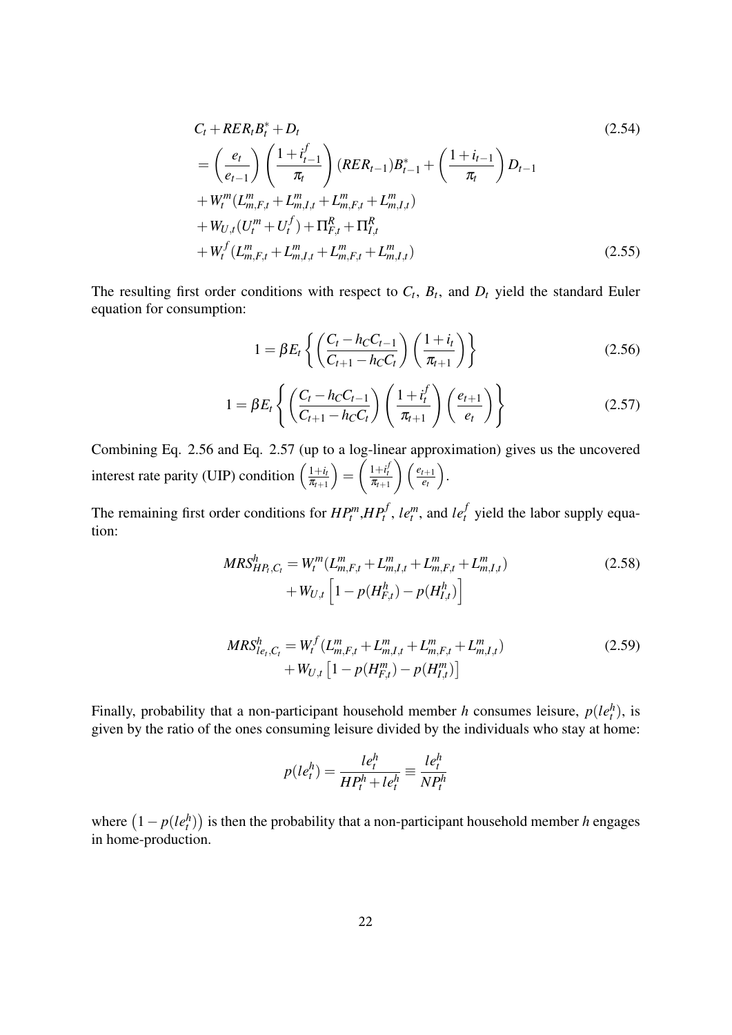$$
\begin{aligned}
& C_t + RER_t B_t^* + D_t && (2.54)\\
&= \left(\frac{e_t}{e_{t-1}}\right)\left(\frac{1+i_{t-1}^f}{\pi_t}\right)(RER_{t-1})B_{t-1}^* + \left(\frac{1+i_{t-1}}{\pi_t}\right)D_{t-1} \\
&+ W_t^m(L_{m,F,t}^m + L_{m,I,t}^m + L_{m,F,t}^m + L_{m,I,t}^m) \\
&+ W_{U,t}(U_t^m + U_t^f) + \Pi_{F,t}^R + \Pi_{I,t}^R \\
&+ W_t^f(L_{m,F,t}^m + L_{m,I,t}^m + L_{m,F,t}^m + L_{m,I,t}^m) && (2.55)
\end{aligned}
$$

The resulting first order conditions with respect to $C_t$, $B_t$, and $D_t$ yield the standard Euler equation for consumption:

$$
1 = \beta E_t \left\{ \left(\frac{C_t - h_C C_{t-1}}{C_{t+1} - h_C C_t}\right)\left(\frac{1+i_t}{\pi_{t+1}}\right) \right\} \tag{2.56}
$$

$$
1 = \beta E_t \left\{ \left(\frac{C_t - h_C C_{t-1}}{C_{t+1} - h_C C_t}\right)\left(\frac{1+i_t^f}{\pi_{t+1}}\right)\left(\frac{e_{t+1}}{e_t}\right) \right\} \tag{2.57}
$$

Combining Eq. 2.56 and Eq. 2.57 (up to a log-linear approximation) gives us the uncovered interest rate parity (UIP) condition $\left(\frac{1+i_t}{\pi_{t+1}}\right) = \left(\frac{1+i_t^f}{\pi_{t+1}}\right)\left(\frac{e_{t+1}}{e_t}\right)$.

The remaining first order conditions for $HP_t^m$,$HP_t^f$, $le_t^m$, and $le_t^f$ yield the labor supply equation:

$$
\begin{aligned}
MRS_{HP_t,C_t}^h = W_t^m(L_{m,F,t}^m + L_{m,I,t}^m + L_{m,F,t}^m + L_{m,I,t}^m) \\
+ W_{U,t}\left[1 - p(H_{F,t}^h) - p(H_{I,t}^h)\right]
\end{aligned} \tag{2.58}
$$

$$
\begin{aligned}
MRS_{le_t,C_t}^h = W_t^f(L_{m,F,t}^m + L_{m,I,t}^m + L_{m,F,t}^m + L_{m,I,t}^m) \\
+ W_{U,t}\left[1 - p(H_{F,t}^m) - p(H_{I,t}^m)\right]
\end{aligned} \tag{2.59}
$$

Finally, probability that a non-participant household member $h$ consumes leisure, $p(le_t^h)$, is given by the ratio of the ones consuming leisure divided by the individuals who stay at home:

$$
p(le_t^h) = \frac{le_t^h}{HP_t^h + le_t^h} \equiv \frac{le_t^h}{NP_t^h}
$$

where $\left(1 - p(le_t^h)\right)$ is then the probability that a non-participant household member $h$ engages in home-production.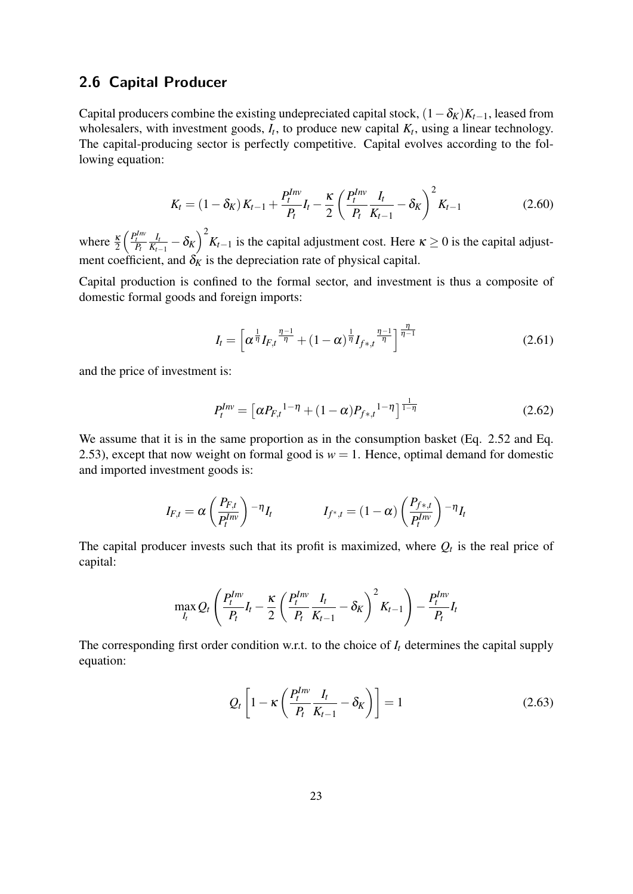## 2.6 Capital Producer

Capital producers combine the existing undepreciated capital stock, $(1-\delta_K)K_{t-1}$, leased from wholesalers, with investment goods, $I_t$, to produce new capital $K_t$, using a linear technology. The capital-producing sector is perfectly competitive. Capital evolves according to the following equation:

$$K_t = (1-\delta_K)K_{t-1} + \frac{P_t^{Inv}}{P_t}I_t - \frac{\kappa}{2}\left(\frac{P_t^{Inv}}{P_t}\frac{I_t}{K_{t-1}} - \delta_K\right)^2 K_{t-1} \tag{2.60}$$

where $\frac{\kappa}{2}\left(\frac{P_t^{Inv}}{P_t}\frac{I_t}{K_{t-1}} - \delta_K\right)^2 K_{t-1}$ is the capital adjustment cost. Here $\kappa \geq 0$ is the capital adjustment coefficient, and $\delta_K$ is the depreciation rate of physical capital.

Capital production is confined to the formal sector, and investment is thus a composite of domestic formal goods and foreign imports:

$$I_t = \left[\alpha^{\frac{1}{\eta}} {I_{F,t}}^{\frac{\eta-1}{\eta}} + (1-\alpha)^{\frac{1}{\eta}} {I_{f*,t}}^{\frac{\eta-1}{\eta}}\right]^{\frac{\eta}{\eta-1}} \tag{2.61}$$

and the price of investment is:

$$P_t^{Inv} = \left[\alpha {P_{F,t}}^{1-\eta} + (1-\alpha){P_{f*,t}}^{1-\eta}\right]^{\frac{1}{1-\eta}} \tag{2.62}$$

We assume that it is in the same proportion as in the consumption basket (Eq. 2.52 and Eq. 2.53), except that now weight on formal good is $w = 1$. Hence, optimal demand for domestic and imported investment goods is:

$$I_{F,t} = \alpha\left(\frac{P_{F,t}}{P_t^{Inv}}\right)^{-\eta} I_t \qquad\qquad I_{f^*,t} = (1-\alpha)\left(\frac{P_{f*,t}}{P_t^{Inv}}\right)^{-\eta} I_t$$

The capital producer invests such that its profit is maximized, where $Q_t$ is the real price of capital:

$$\max_{I_t} Q_t\left(\frac{P_t^{Inv}}{P_t}I_t - \frac{\kappa}{2}\left(\frac{P_t^{Inv}}{P_t}\frac{I_t}{K_{t-1}} - \delta_K\right)^2 K_{t-1}\right) - \frac{P_t^{Inv}}{P_t}I_t$$

The corresponding first order condition w.r.t. to the choice of $I_t$ determines the capital supply equation:

$$Q_t\left[1 - \kappa\left(\frac{P_t^{Inv}}{P_t}\frac{I_t}{K_{t-1}} - \delta_K\right)\right] = 1 \tag{2.63}$$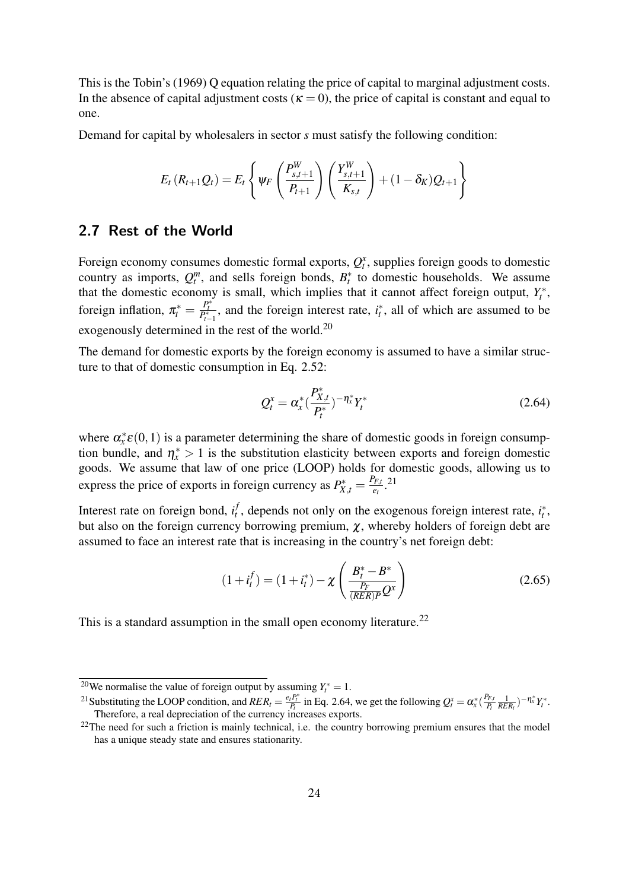This is the Tobin's (1969) Q equation relating the price of capital to marginal adjustment costs. In the absence of capital adjustment costs ($\kappa = 0$), the price of capital is constant and equal to one.

Demand for capital by wholesalers in sector $s$ must satisfy the following condition:

$$E_t\left(R_{t+1}Q_t\right) = E_t\left\{\psi_F\left(\frac{P^W_{s,t+1}}{P_{t+1}}\right)\left(\frac{Y^W_{s,t+1}}{K_{s,t}}\right) + (1-\delta_K)Q_{t+1}\right\}$$

## 2.7 Rest of the World

Foreign economy consumes domestic formal exports, $Q^x_t$, supplies foreign goods to domestic country as imports, $Q^m_t$, and sells foreign bonds, $B^*_t$ to domestic households. We assume that the domestic economy is small, which implies that it cannot affect foreign output, $Y^*_t$, foreign inflation, $\pi^*_t = \frac{P^*_t}{P^*_{t-1}}$, and the foreign interest rate, $i^*_t$, all of which are assumed to be exogenously determined in the rest of the world.[20]

The demand for domestic exports by the foreign economy is assumed to have a similar structure to that of domestic consumption in Eq. 2.52:

$$Q^x_t = \alpha^*_x\left(\frac{P^*_{X,t}}{P^*_t}\right)^{-\eta^*_x}Y^*_t \tag{2.64}$$

where $\alpha^*_x \varepsilon (0,1)$ is a parameter determining the share of domestic goods in foreign consumption bundle, and $\eta^*_x > 1$ is the substitution elasticity between exports and foreign domestic goods. We assume that law of one price (LOOP) holds for domestic goods, allowing us to express the price of exports in foreign currency as $P^*_{X,t} = \frac{P_{F,t}}{e_t}$.[21]

Interest rate on foreign bond, $i^f_t$, depends not only on the exogenous foreign interest rate, $i^*_t$, but also on the foreign currency borrowing premium, $\chi$, whereby holders of foreign debt are assumed to face an interest rate that is increasing in the country's net foreign debt:

$$(1+i^f_t) = (1+i^*_t) - \chi\left(\frac{B^*_t - B^*}{\frac{P_F}{(RER)P}Q^x}\right) \tag{2.65}$$

This is a standard assumption in the small open economy literature.[22]

[20] We normalise the value of foreign output by assuming $Y^*_t = 1$.

[21] Substituting the LOOP condition, and $RER_t = \frac{e_t P^*_t}{P_t}$ in Eq. 2.64, we get the following $Q^x_t = \alpha^*_x\left(\frac{P_{F,t}}{P_t}\frac{1}{RER_t}\right)^{-\eta^*_x}Y^*_t$. Therefore, a real depreciation of the currency increases exports.

[22] The need for such a friction is mainly technical, i.e. the country borrowing premium ensures that the model has a unique steady state and ensures stationarity.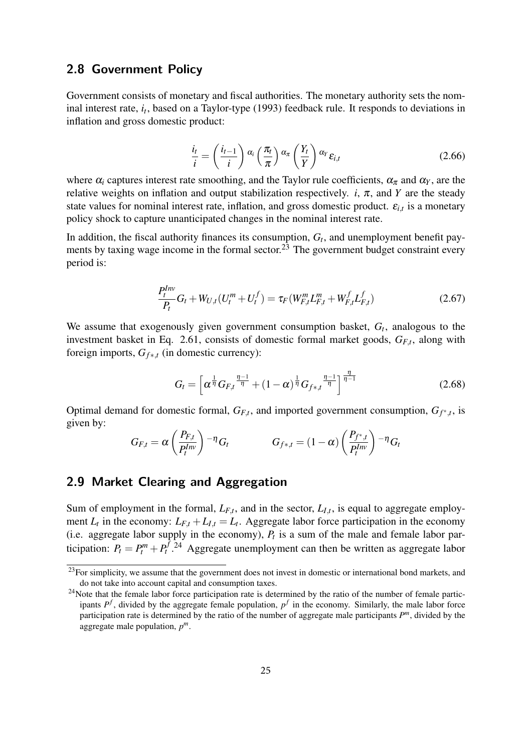## 2.8 Government Policy

Government consists of monetary and fiscal authorities. The monetary authority sets the nominal interest rate, $i_t$, based on a Taylor-type (1993) feedback rule. It responds to deviations in inflation and gross domestic product:

$$\frac{i_t}{i} = \left(\frac{i_{t-1}}{i}\right)^{\alpha_i} \left(\frac{\pi_t}{\pi}\right)^{\alpha_\pi} \left(\frac{Y_t}{Y}\right)^{\alpha_Y} \varepsilon_{i,t} \tag{2.66}$$

where $\alpha_i$ captures interest rate smoothing, and the Taylor rule coefficients, $\alpha_\pi$ and $\alpha_Y$, are the relative weights on inflation and output stabilization respectively. $i$, $\pi$, and $Y$ are the steady state values for nominal interest rate, inflation, and gross domestic product. $\varepsilon_{i,t}$ is a monetary policy shock to capture unanticipated changes in the nominal interest rate.

In addition, the fiscal authority finances its consumption, $G_t$, and unemployment benefit payments by taxing wage income in the formal sector.[23] The government budget constraint every period is:

$$\frac{P_t^{Inv}}{P_t} G_t + W_{U,t}(U_t^m + U_t^f) = \tau_F (W_{F,t}^m L_{F,t}^m + W_{F,t}^f L_{F,t}^f) \tag{2.67}$$

We assume that exogenously given government consumption basket, $G_t$, analogous to the investment basket in Eq. 2.61, consists of domestic formal market goods, $G_{F,t}$, along with foreign imports, $G_{f*,t}$ (in domestic currency):

$$G_t = \left[\alpha^{\frac{1}{\eta}} G_{F,t}^{\frac{\eta-1}{\eta}} + (1-\alpha)^{\frac{1}{\eta}} G_{f*,t}^{\frac{\eta-1}{\eta}}\right]^{\frac{\eta}{\eta-1}} \tag{2.68}$$

Optimal demand for domestic formal, $G_{F,t}$, and imported government consumption, $G_{f^*,t}$, is given by:

$$G_{F,t} = \alpha \left(\frac{P_{F,t}}{P_t^{Inv}}\right)^{-\eta} G_t \qquad\qquad G_{f*,t} = (1-\alpha)\left(\frac{P_{f^*,t}}{P_t^{Inv}}\right)^{-\eta} G_t$$

## 2.9 Market Clearing and Aggregation

Sum of employment in the formal, $L_{F,t}$, and in the sector, $L_{I,t}$, is equal to aggregate employment $L_t$ in the economy: $L_{F,t} + L_{I,t} = L_t$. Aggregate labor force participation in the economy (i.e. aggregate labor supply in the economy), $P_t$ is a sum of the male and female labor participation: $P_t = P_t^m + P_t^f$.[24] Aggregate unemployment can then be written as aggregate labor

[23] For simplicity, we assume that the government does not invest in domestic or international bond markets, and do not take into account capital and consumption taxes.

[24] Note that the female labor force participation rate is determined by the ratio of the number of female participants $P^f$, divided by the aggregate female population, $p^f$ in the economy. Similarly, the male labor force participation rate is determined by the ratio of the number of aggregate male participants $P^m$, divided by the aggregate male population, $p^m$.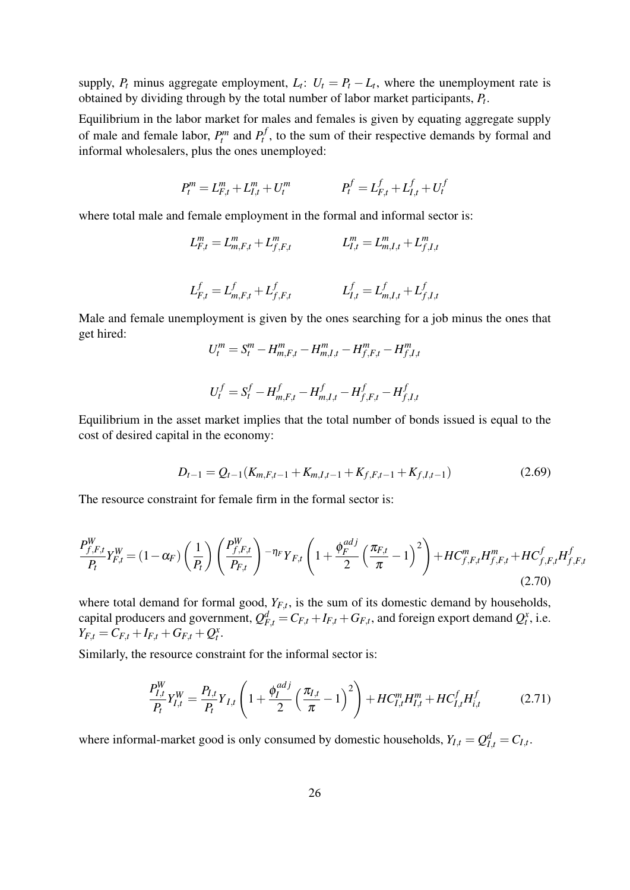supply, $P_t$ minus aggregate employment, $L_t$: $U_t = P_t - L_t$, where the unemployment rate is obtained by dividing through by the total number of labor market participants, $P_t$.

Equilibrium in the labor market for males and females is given by equating aggregate supply of male and female labor, $P_t^m$ and $P_t^f$, to the sum of their respective demands by formal and informal wholesalers, plus the ones unemployed:

$$P_t^m = L_{F,t}^m + L_{I,t}^m + U_t^m \qquad\qquad P_t^f = L_{F,t}^f + L_{I,t}^f + U_t^f$$

where total male and female employment in the formal and informal sector is:

$$L_{F,t}^m = L_{m,F,t}^m + L_{f,F,t}^m \qquad\qquad L_{I,t}^m = L_{m,I,t}^m + L_{f,I,t}^m$$

$$L_{F,t}^f = L_{m,F,t}^f + L_{f,F,t}^f \qquad\qquad L_{I,t}^f = L_{m,I,t}^f + L_{f,I,t}^f$$

Male and female unemployment is given by the ones searching for a job minus the ones that get hired:

$$U_t^m = S_t^m - H_{m,F,t}^m - H_{m,I,t}^m - H_{f,F,t}^m - H_{f,I,t}^m$$

$$U_t^f = S_t^f - H_{m,F,t}^f - H_{m,I,t}^f - H_{f,F,t}^f - H_{f,I,t}^f$$

Equilibrium in the asset market implies that the total number of bonds issued is equal to the cost of desired capital in the economy:

$$D_{t-1} = Q_{t-1}(K_{m,F,t-1} + K_{m,I,t-1} + K_{f,F,t-1} + K_{f,I,t-1}) \tag{2.69}$$

The resource constraint for female firm in the formal sector is:

$$\frac{P_{f,F,t}^W}{P_t} Y_{F,t}^W = (1-\alpha_F)\left(\frac{1}{P_t}\right)\left(\frac{P_{f,F,t}^W}{P_{F,t}}\right)^{-\eta_F} Y_{F,t}\left(1 + \frac{\phi_F^{adj}}{2}\left(\frac{\pi_{F,t}}{\pi} - 1\right)^2\right) + HC_{f,F,t}^m H_{f,F,t}^m + HC_{f,F,t}^f H_{f,F,t}^f \tag{2.70}$$

where total demand for formal good, $Y_{F,t}$, is the sum of its domestic demand by households, capital producers and government, $Q_{F,t}^d = C_{F,t} + I_{F,t} + G_{F,t}$, and foreign export demand $Q_t^x$, i.e. $Y_{F,t} = C_{F,t} + I_{F,t} + G_{F,t} + Q_t^x$.

Similarly, the resource constraint for the informal sector is:

$$\frac{P_{I,t}^W}{P_t} Y_{I,t}^W = \frac{P_{I,t}}{P_t} Y_{I,t}\left(1 + \frac{\phi_I^{adj}}{2}\left(\frac{\pi_{I,t}}{\pi} - 1\right)^2\right) + HC_{I,t}^m H_{I,t}^m + HC_{I,t}^f H_{i,t}^f \tag{2.71}$$

where informal-market good is only consumed by domestic households, $Y_{I,t} = Q_{I,t}^d = C_{I,t}$.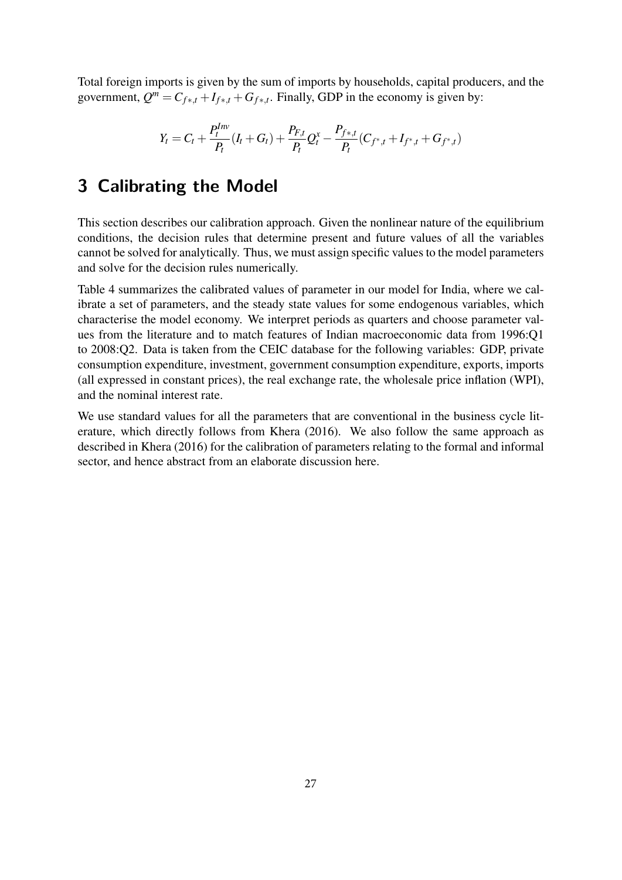Total foreign imports is given by the sum of imports by households, capital producers, and the government, $Q^m = C_{f*,t} + I_{f*,t} + G_{f*,t}$. Finally, GDP in the economy is given by:

$$Y_t = C_t + \frac{P_t^{Inv}}{P_t}(I_t + G_t) + \frac{P_{F,t}}{P_t}Q_t^x - \frac{P_{f*,t}}{P_t}(C_{f^*,t} + I_{f^*,t} + G_{f^*,t})$$

# 3 Calibrating the Model

This section describes our calibration approach. Given the nonlinear nature of the equilibrium conditions, the decision rules that determine present and future values of all the variables cannot be solved for analytically. Thus, we must assign specific values to the model parameters and solve for the decision rules numerically.

Table 4 summarizes the calibrated values of parameter in our model for India, where we calibrate a set of parameters, and the steady state values for some endogenous variables, which characterise the model economy. We interpret periods as quarters and choose parameter values from the literature and to match features of Indian macroeconomic data from 1996:Q1 to 2008:Q2. Data is taken from the CEIC database for the following variables: GDP, private consumption expenditure, investment, government consumption expenditure, exports, imports (all expressed in constant prices), the real exchange rate, the wholesale price inflation (WPI), and the nominal interest rate.

We use standard values for all the parameters that are conventional in the business cycle literature, which directly follows from Khera (2016). We also follow the same approach as described in Khera (2016) for the calibration of parameters relating to the formal and informal sector, and hence abstract from an elaborate discussion here.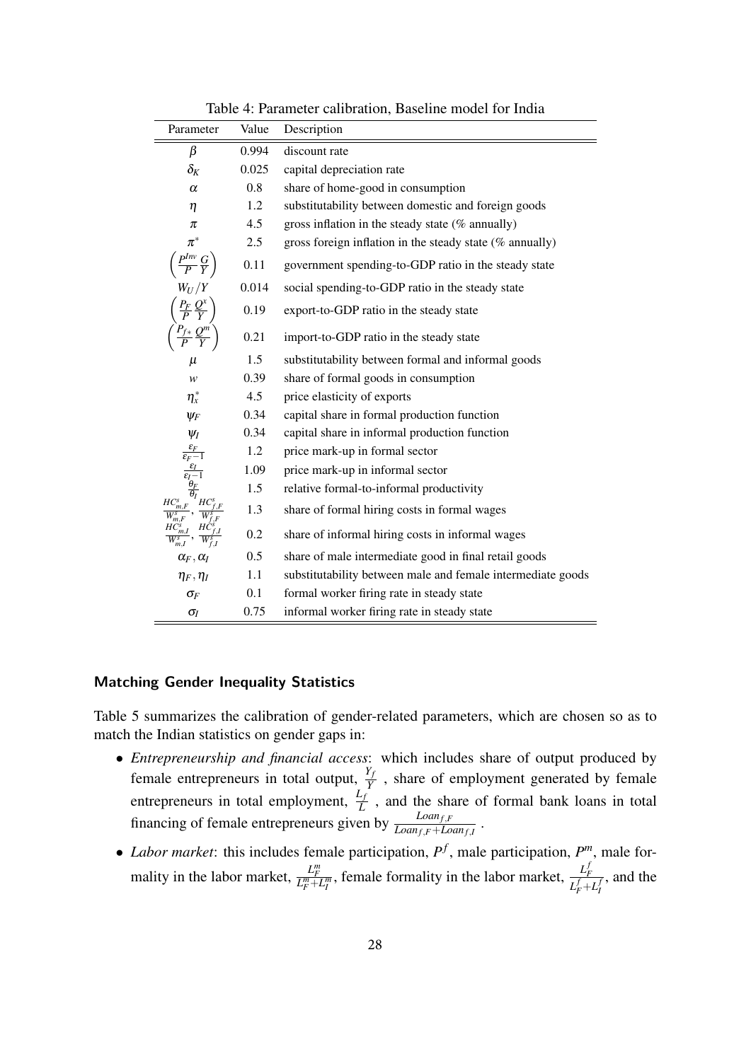Table 4: Parameter calibration, Baseline model for India

| Parameter | Value | Description |
|---|---|---|
| $\beta$ | 0.994 | discount rate |
| $\delta_K$ | 0.025 | capital depreciation rate |
| $\alpha$ | 0.8 | share of home-good in consumption |
| $\eta$ | 1.2 | substitutability between domestic and foreign goods |
| $\pi$ | 4.5 | gross inflation in the steady state (% annually) |
| $\pi^*$ | 2.5 | gross foreign inflation in the steady state (% annually) |
| $\left(\frac{P^{Inv}}{P}\frac{G}{Y}\right)$ | 0.11 | government spending-to-GDP ratio in the steady state |
| $W_U/Y$ | 0.014 | social spending-to-GDP ratio in the steady state |
| $\left(\frac{P_F}{P}\frac{Q^x}{Y}\right)$ | 0.19 | export-to-GDP ratio in the steady state |
| $\left(\frac{P_{f*}}{P}\frac{Q^m}{Y}\right)$ | 0.21 | import-to-GDP ratio in the steady state |
| $\mu$ | 1.5 | substitutability between formal and informal goods |
| $w$ | 0.39 | share of formal goods in consumption |
| $\eta_x^*$ | 4.5 | price elasticity of exports |
| $\psi_F$ | 0.34 | capital share in formal production function |
| $\psi_I$ | 0.34 | capital share in informal production function |
| $\frac{\varepsilon_F}{\varepsilon_F-1}$ | 1.2 | price mark-up in formal sector |
| $\frac{\varepsilon_I}{\varepsilon_I-1}$ | 1.09 | price mark-up in informal sector |
| $\frac{\theta_F}{\theta_I}$ | 1.5 | relative formal-to-informal productivity |
| $\frac{HC^s_{m,F}}{W^s_{m,F}}, \frac{HC^s_{f,F}}{W^s_{f,F}}$ | 1.3 | share of formal hiring costs in formal wages |
| $\frac{HC^s_{m,I}}{W^s_{m,I}}, \frac{HC^s_{f,I}}{W^s_{f,I}}$ | 0.2 | share of informal hiring costs in informal wages |
| $\alpha_F, \alpha_I$ | 0.5 | share of male intermediate good in final retail goods |
| $\eta_F, \eta_I$ | 1.1 | substitutability between male and female intermediate goods |
| $\sigma_F$ | 0.1 | formal worker firing rate in steady state |
| $\sigma_I$ | 0.75 | informal worker firing rate in steady state |

### Matching Gender Inequality Statistics

Table 5 summarizes the calibration of gender-related parameters, which are chosen so as to match the Indian statistics on gender gaps in:

- *Entrepreneurship and financial access*: which includes share of output produced by female entrepreneurs in total output, $\frac{Y_f}{Y}$ , share of employment generated by female entrepreneurs in total employment, $\frac{L_f}{L}$ , and the share of formal bank loans in total financing of female entrepreneurs given by $\frac{Loan_{f,F}}{Loan_{f,F}+Loan_{f,I}}$ .
- *Labor market*: this includes female participation, $P^f$, male participation, $P^m$, male formality in the labor market, $\frac{L^m_F}{L^m_F+L^m_I}$, female formality in the labor market, $\frac{L^f_F}{L^f_F+L^f_I}$, and the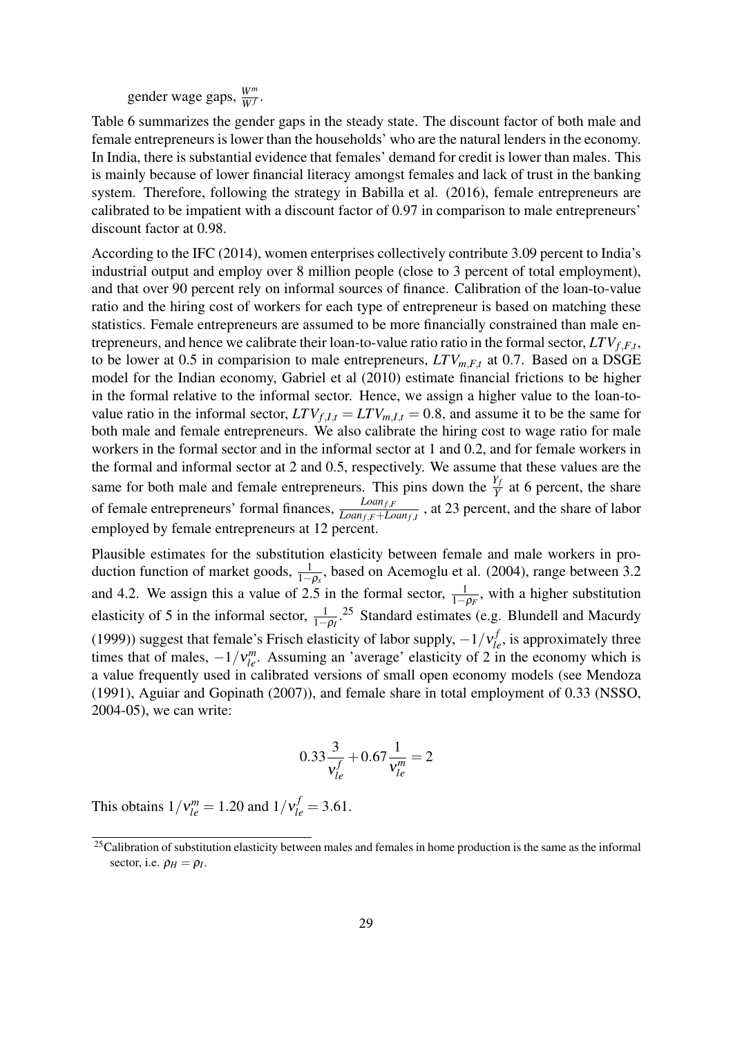gender wage gaps, $\frac{W^m}{W^f}$.

Table 6 summarizes the gender gaps in the steady state. The discount factor of both male and female entrepreneurs is lower than the households' who are the natural lenders in the economy. In India, there is substantial evidence that females' demand for credit is lower than males. This is mainly because of lower financial literacy amongst females and lack of trust in the banking system. Therefore, following the strategy in Babilla et al. (2016), female entrepreneurs are calibrated to be impatient with a discount factor of 0.97 in comparison to male entrepreneurs' discount factor at 0.98.

According to the IFC (2014), women enterprises collectively contribute 3.09 percent to India's industrial output and employ over 8 million people (close to 3 percent of total employment), and that over 90 percent rely on informal sources of finance. Calibration of the loan-to-value ratio and the hiring cost of workers for each type of entrepreneur is based on matching these statistics. Female entrepreneurs are assumed to be more financially constrained than male entrepreneurs, and hence we calibrate their loan-to-value ratio ratio in the formal sector, $LTV_{f,F,t}$, to be lower at 0.5 in comparision to male entrepreneurs, $LTV_{m,F,t}$ at 0.7. Based on a DSGE model for the Indian economy, Gabriel et al (2010) estimate financial frictions to be higher in the formal relative to the informal sector. Hence, we assign a higher value to the loan-to-value ratio in the informal sector, $LTV_{f,I,t} = LTV_{m,I,t} = 0.8$, and assume it to be the same for both male and female entrepreneurs. We also calibrate the hiring cost to wage ratio for male workers in the formal sector and in the informal sector at 1 and 0.2, and for female workers in the formal and informal sector at 2 and 0.5, respectively. We assume that these values are the same for both male and female entrepreneurs. This pins down the $\frac{Y_f}{Y}$ at 6 percent, the share of female entrepreneurs' formal finances, $\frac{Loan_{f,F}}{Loan_{f,F}+Loan_{f,I}}$ , at 23 percent, and the share of labor employed by female entrepreneurs at 12 percent.

Plausible estimates for the substitution elasticity between female and male workers in production function of market goods, $\frac{1}{1-\rho_s}$, based on Acemoglu et al. (2004), range between 3.2 and 4.2. We assign this a value of 2.5 in the formal sector, $\frac{1}{1-\rho_F}$, with a higher substitution elasticity of 5 in the informal sector, $\frac{1}{1-\rho_I}$.[25] Standard estimates (e.g. Blundell and Macurdy (1999)) suggest that female's Frisch elasticity of labor supply, $-1/\nu^f_{le}$, is approximately three times that of males, $-1/\nu^m_{le}$. Assuming an 'average' elasticity of 2 in the economy which is a value frequently used in calibrated versions of small open economy models (see Mendoza (1991), Aguiar and Gopinath (2007)), and female share in total employment of 0.33 (NSSO, 2004-05), we can write:

$$0.33\frac{3}{\nu^f_{le}} + 0.67\frac{1}{\nu^m_{le}} = 2$$

This obtains $1/\nu^m_{le} = 1.20$ and $1/\nu^f_{le} = 3.61$.

[25] Calibration of substitution elasticity between males and females in home production is the same as the informal sector, i.e. $\rho_H = \rho_I$.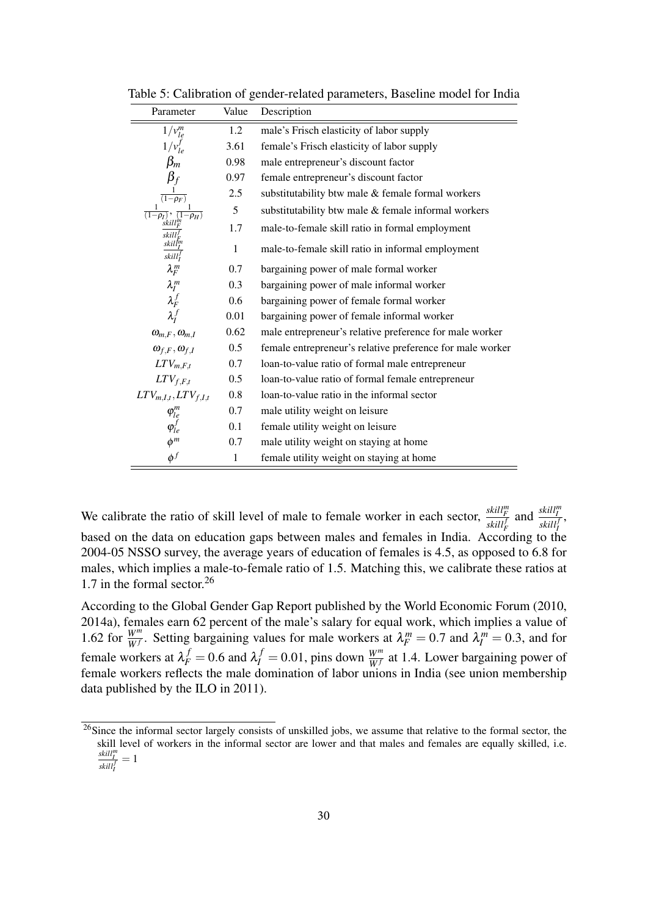Table 5: Calibration of gender-related parameters, Baseline model for India

| Parameter | Value | Description |
|---|---|---|
| $1/v_{le}^{m}$ | 1.2 | male's Frisch elasticity of labor supply |
| $1/v_{le}^{f}$ | 3.61 | female's Frisch elasticity of labor supply |
| $\beta_m$ | 0.98 | male entrepreneur's discount factor |
| $\beta_f$ | 0.97 | female entrepreneur's discount factor |
| $\frac{1}{(1-\rho_F)}$ | 2.5 | substitutability btw male & female formal workers |
| $\frac{1}{(1-\rho_I)}, \frac{1}{(1-\rho_H)}$ | 5 | substitutability btw male & female informal workers |
| $\frac{skill_F^m}{skill_F^f}$ | 1.7 | male-to-female skill ratio in formal employment |
| $\frac{skill_I^m}{skill_I^f}$ | 1 | male-to-female skill ratio in informal employment |
| $\lambda_F^m$ | 0.7 | bargaining power of male formal worker |
| $\lambda_I^m$ | 0.3 | bargaining power of male informal worker |
| $\lambda_F^f$ | 0.6 | bargaining power of female formal worker |
| $\lambda_I^f$ | 0.01 | bargaining power of female informal worker |
| $\omega_{m,F}, \omega_{m,I}$ | 0.62 | male entrepreneur's relative preference for male worker |
| $\omega_{f,F}, \omega_{f,I}$ | 0.5 | female entrepreneur's relative preference for male worker |
| $LTV_{m,F,t}$ | 0.7 | loan-to-value ratio of formal male entrepreneur |
| $LTV_{f,F,t}$ | 0.5 | loan-to-value ratio of formal female entrepreneur |
| $LTV_{m,I,t}, LTV_{f,I,t}$ | 0.8 | loan-to-value ratio in the informal sector |
| $\varphi_{le}^{m}$ | 0.7 | male utility weight on leisure |
| $\varphi_{le}^{f}$ | 0.1 | female utility weight on leisure |
| $\phi^m$ | 0.7 | male utility weight on staying at home |
| $\phi^f$ | 1 | female utility weight on staying at home |

We calibrate the ratio of skill level of male to female worker in each sector, $\frac{skill_F^m}{skill_F^f}$ and $\frac{skill_I^m}{skill_I^f}$, based on the data on education gaps between males and females in India. According to the 2004-05 NSSO survey, the average years of education of females is 4.5, as opposed to 6.8 for males, which implies a male-to-female ratio of 1.5. Matching this, we calibrate these ratios at 1.7 in the formal sector.[26]

According to the Global Gender Gap Report published by the World Economic Forum (2010, 2014a), females earn 62 percent of the male's salary for equal work, which implies a value of 1.62 for $\frac{W^m}{W^f}$. Setting bargaining values for male workers at $\lambda_F^m = 0.7$ and $\lambda_I^m = 0.3$, and for female workers at $\lambda_F^f = 0.6$ and $\lambda_I^f = 0.01$, pins down $\frac{W^m}{W^f}$ at 1.4. Lower bargaining power of female workers reflects the male domination of labor unions in India (see union membership data published by the ILO in 2011).

[26] Since the informal sector largely consists of unskilled jobs, we assume that relative to the formal sector, the skill level of workers in the informal sector are lower and that males and females are equally skilled, i.e. $\frac{skill_I^m}{skill_I^f} = 1$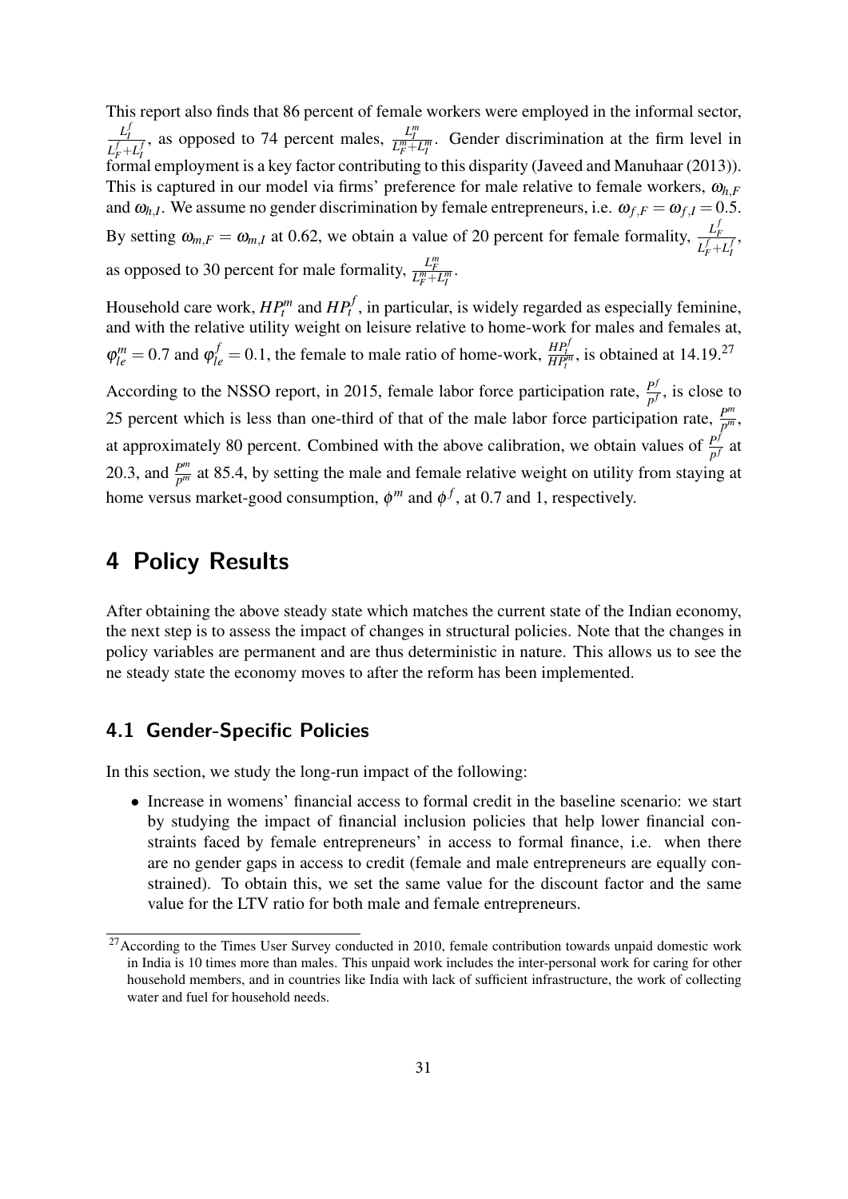This report also finds that 86 percent of female workers were employed in the informal sector, $\frac{L_I^f}{L_F^f+L_I^f}$, as opposed to 74 percent males, $\frac{L_I^m}{L_F^m+L_I^m}$. Gender discrimination at the firm level in formal employment is a key factor contributing to this disparity (Javeed and Manuhaar (2013)). This is captured in our model via firms' preference for male relative to female workers, $\omega_{h,F}$ and $\omega_{h,I}$. We assume no gender discrimination by female entrepreneurs, i.e. $\omega_{f,F} = \omega_{f,I} = 0.5$. By setting $\omega_{m,F} = \omega_{m,I}$ at 0.62, we obtain a value of 20 percent for female formality, $\frac{L_F^f}{L_F^f+L_I^f}$, as opposed to 30 percent for male formality, $\frac{L_F^m}{L_F^m+L_I^m}$.

Household care work, $HP_t^m$ and $HP_t^f$, in particular, is widely regarded as especially feminine, and with the relative utility weight on leisure relative to home-work for males and females at, $\varphi_{le}^m = 0.7$ and $\varphi_{le}^f = 0.1$, the female to male ratio of home-work, $\frac{HP_t^f}{HP_t^m}$, is obtained at 14.19.[27]

According to the NSSO report, in 2015, female labor force participation rate, $\frac{P^f}{p^f}$, is close to 25 percent which is less than one-third of that of the male labor force participation rate, $\frac{P^m}{p^m}$, at approximately 80 percent. Combined with the above calibration, we obtain values of $\frac{P^f}{p^f}$ at 20.3, and $\frac{P^m}{p^m}$ at 85.4, by setting the male and female relative weight on utility from staying at home versus market-good consumption, $\phi^m$ and $\phi^f$, at 0.7 and 1, respectively.

# 4 Policy Results

After obtaining the above steady state which matches the current state of the Indian economy, the next step is to assess the impact of changes in structural policies. Note that the changes in policy variables are permanent and are thus deterministic in nature. This allows us to see the ne steady state the economy moves to after the reform has been implemented.

## 4.1 Gender-Specific Policies

In this section, we study the long-run impact of the following:

- Increase in womens' financial access to formal credit in the baseline scenario: we start by studying the impact of financial inclusion policies that help lower financial constraints faced by female entrepreneurs' in access to formal finance, i.e. when there are no gender gaps in access to credit (female and male entrepreneurs are equally constrained). To obtain this, we set the same value for the discount factor and the same value for the LTV ratio for both male and female entrepreneurs.

[27] According to the Times User Survey conducted in 2010, female contribution towards unpaid domestic work in India is 10 times more than males. This unpaid work includes the inter-personal work for caring for other household members, and in countries like India with lack of sufficient infrastructure, the work of collecting water and fuel for household needs.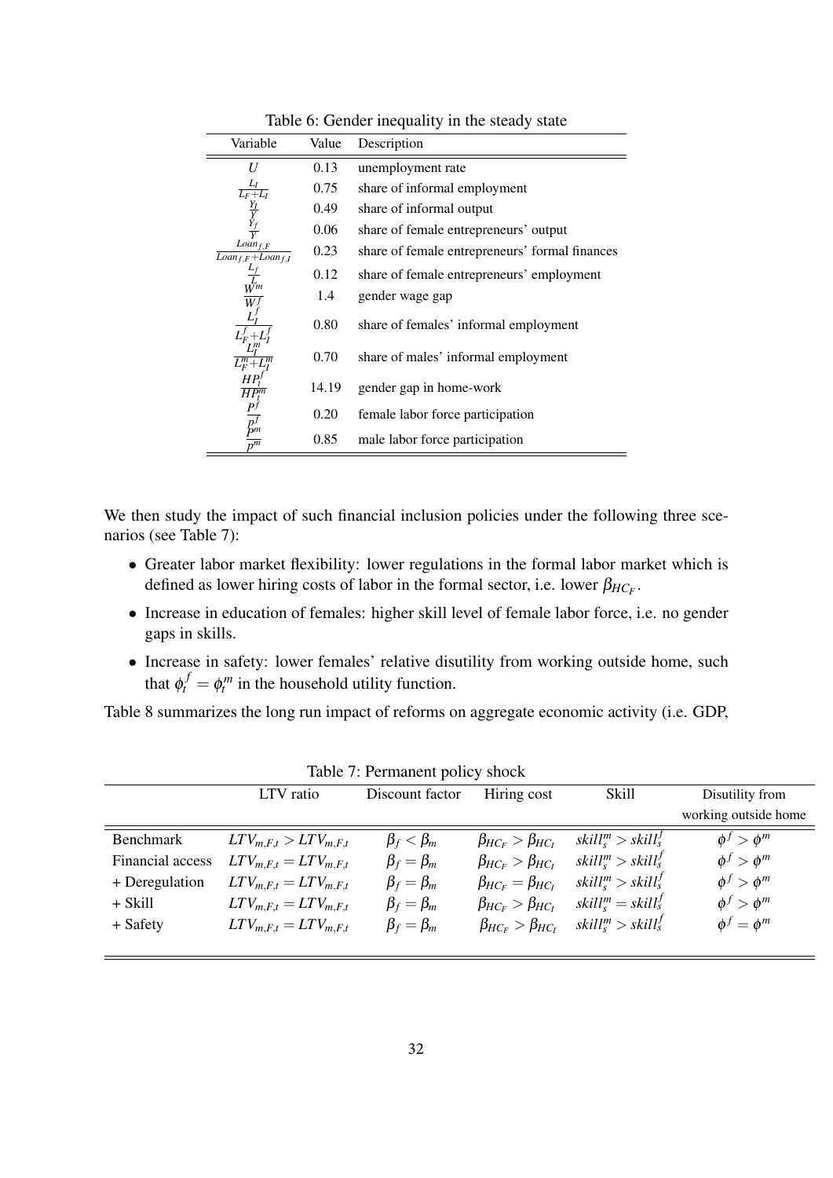Table 6: Gender inequality in the steady state

| Variable | Value | Description |
|---|---|---|
| $U$ | 0.13 | unemployment rate |
| $\frac{L_I}{L_F+L_I}$ | 0.75 | share of informal employment |
| $\frac{Y_I}{Y}$ | 0.49 | share of informal output |
| $\frac{Y_f}{Y}$ | 0.06 | share of female entrepreneurs' output |
| $\frac{Loan_{f,F}}{Loan_{f,F}+Loan_{f,I}}$ | 0.23 | share of female entrepreneurs' formal finances |
| $\frac{L_f}{L}$ | 0.12 | share of female entrepreneurs' employment |
| $\frac{W^m}{W^f}$ | 1.4 | gender wage gap |
| $\frac{L_I^f}{L_F^f+L_I^f}$ | 0.80 | share of females' informal employment |
| $\frac{L_I^m}{L_F^m+L_I^m}$ | 0.70 | share of males' informal employment |
| $\frac{HP_t^f}{HP_t^m}$ | 14.19 | gender gap in home-work |
| $\frac{P^f}{p^f}$ | 0.20 | female labor force participation |
| $\frac{P^m}{p^m}$ | 0.85 | male labor force participation |

We then study the impact of such financial inclusion policies under the following three scenarios (see Table 7):

- Greater labor market flexibility: lower regulations in the formal labor market which is defined as lower hiring costs of labor in the formal sector, i.e. lower $\beta_{HC_F}$.
- Increase in education of females: higher skill level of female labor force, i.e. no gender gaps in skills.
- Increase in safety: lower females' relative disutility from working outside home, such that $\phi_t^f = \phi_t^m$ in the household utility function.

Table 8 summarizes the long run impact of reforms on aggregate economic activity (i.e. GDP,

Table 7: Permanent policy shock

| | LTV ratio | Discount factor | Hiring cost | Skill | Disutility from working outside home |
|---|---|---|---|---|---|
| Benchmark | $LTV_{m,F,t} > LTV_{m,F,t}$ | $\beta_f < \beta_m$ | $\beta_{HC_F} > \beta_{HC_I}$ | $skill_s^m > skill_s^f$ | $\phi^f > \phi^m$ |
| Financial access | $LTV_{m,F,t} = LTV_{m,F,t}$ | $\beta_f = \beta_m$ | $\beta_{HC_F} > \beta_{HC_I}$ | $skill_s^m > skill_s^f$ | $\phi^f > \phi^m$ |
| + Deregulation | $LTV_{m,F,t} = LTV_{m,F,t}$ | $\beta_f = \beta_m$ | $\beta_{HC_F} = \beta_{HC_I}$ | $skill_s^m > skill_s^f$ | $\phi^f > \phi^m$ |
| + Skill | $LTV_{m,F,t} = LTV_{m,F,t}$ | $\beta_f = \beta_m$ | $\beta_{HC_F} > \beta_{HC_I}$ | $skill_s^m = skill_s^f$ | $\phi^f > \phi^m$ |
| + Safety | $LTV_{m,F,t} = LTV_{m,F,t}$ | $\beta_f = \beta_m$ | $\beta_{HC_F} > \beta_{HC_I}$ | $skill_s^m > skill_s^f$ | $\phi^f = \phi^m$ |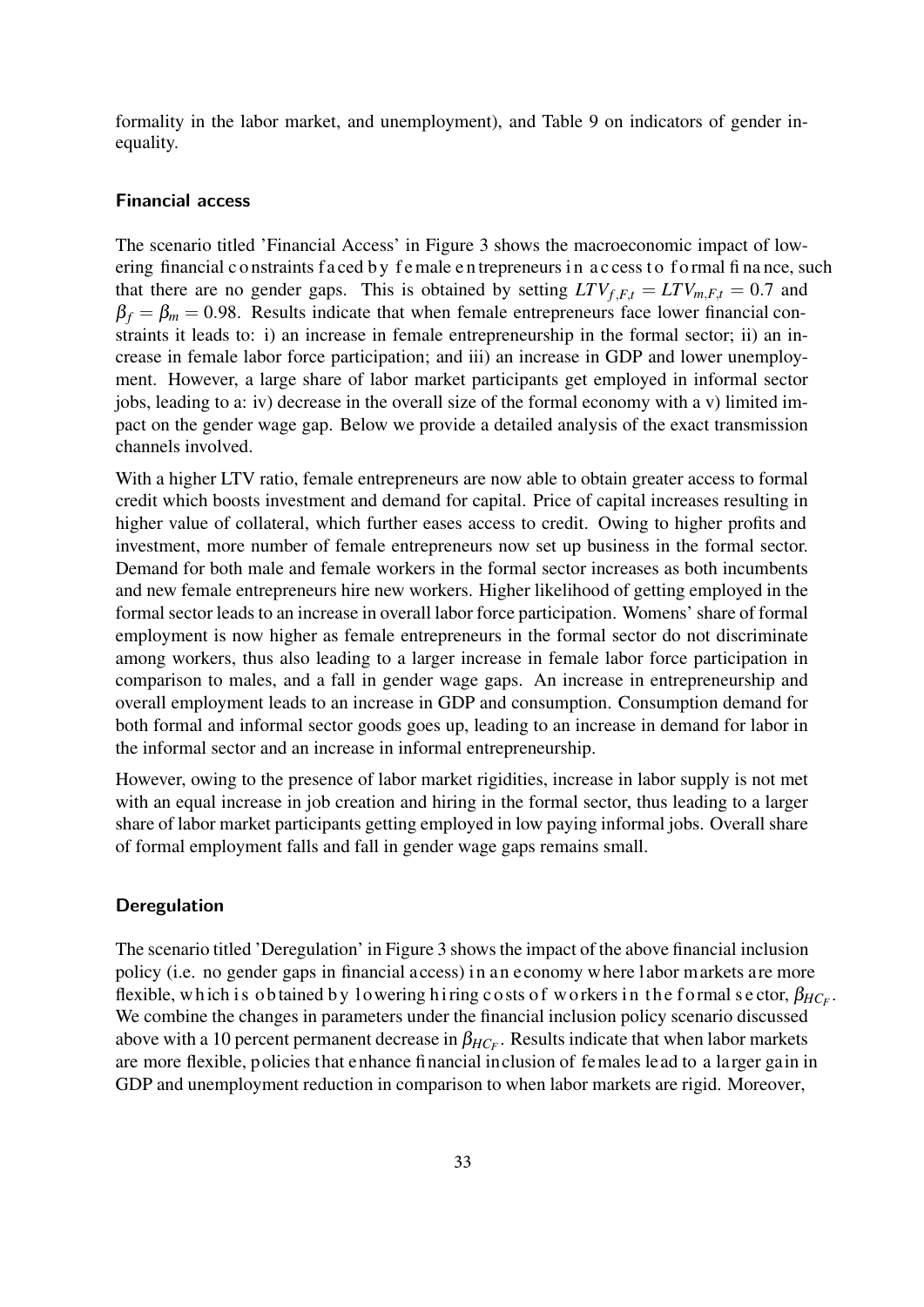formality in the labor market, and unemployment), and Table 9 on indicators of gender inequality.

### Financial access

The scenario titled 'Financial Access' in Figure 3 shows the macroeconomic impact of lowering financial constraints faced by female entrepreneurs in access to formal finance, such that there are no gender gaps. This is obtained by setting $LTV_{f,F,t} = LTV_{m,F,t} = 0.7$ and $\beta_f = \beta_m = 0.98$. Results indicate that when female entrepreneurs face lower financial constraints it leads to: i) an increase in female entrepreneurship in the formal sector; ii) an increase in female labor force participation; and iii) an increase in GDP and lower unemployment. However, a large share of labor market participants get employed in informal sector jobs, leading to a: iv) decrease in the overall size of the formal economy with a v) limited impact on the gender wage gap. Below we provide a detailed analysis of the exact transmission channels involved.

With a higher LTV ratio, female entrepreneurs are now able to obtain greater access to formal credit which boosts investment and demand for capital. Price of capital increases resulting in higher value of collateral, which further eases access to credit. Owing to higher profits and investment, more number of female entrepreneurs now set up business in the formal sector. Demand for both male and female workers in the formal sector increases as both incumbents and new female entrepreneurs hire new workers. Higher likelihood of getting employed in the formal sector leads to an increase in overall labor force participation. Womens' share of formal employment is now higher as female entrepreneurs in the formal sector do not discriminate among workers, thus also leading to a larger increase in female labor force participation in comparison to males, and a fall in gender wage gaps. An increase in entrepreneurship and overall employment leads to an increase in GDP and consumption. Consumption demand for both formal and informal sector goods goes up, leading to an increase in demand for labor in the informal sector and an increase in informal entrepreneurship.

However, owing to the presence of labor market rigidities, increase in labor supply is not met with an equal increase in job creation and hiring in the formal sector, thus leading to a larger share of labor market participants getting employed in low paying informal jobs. Overall share of formal employment falls and fall in gender wage gaps remains small.

### Deregulation

The scenario titled 'Deregulation' in Figure 3 shows the impact of the above financial inclusion policy (i.e. no gender gaps in financial access) in an economy where labor markets are more flexible, which is obtained by lowering hiring costs of workers in the formal sector, $\beta_{HC_F}$. We combine the changes in parameters under the financial inclusion policy scenario discussed above with a 10 percent permanent decrease in $\beta_{HC_F}$. Results indicate that when labor markets are more flexible, policies that enhance financial inclusion of females lead to a larger gain in GDP and unemployment reduction in comparison to when labor markets are rigid. Moreover,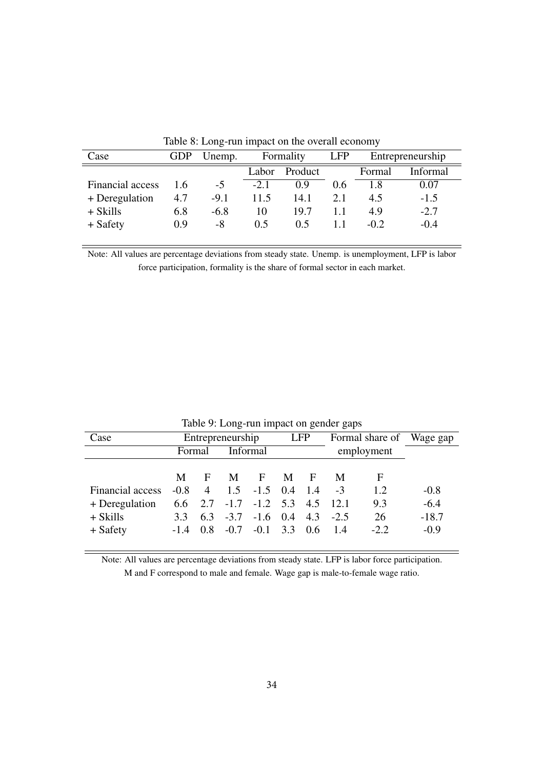Table 8: Long-run impact on the overall economy

| Case | GDP | Unemp. | Formality | | LFP | Entrepreneurship | |
|---|---|---|---|---|---|---|---|
| | | | Labor | Product | | Formal | Informal |
| Financial access | 1.6 | -5 | -2.1 | 0.9 | 0.6 | 1.8 | 0.07 |
| + Deregulation | 4.7 | -9.1 | 11.5 | 14.1 | 2.1 | 4.5 | -1.5 |
| + Skills | 6.8 | -6.8 | 10 | 19.7 | 1.1 | 4.9 | -2.7 |
| + Safety | 0.9 | -8 | 0.5 | 0.5 | 1.1 | -0.2 | -0.4 |

Note: All values are percentage deviations from steady state. Unemp. is unemployment, LFP is labor force participation, formality is the share of formal sector in each market.

Table 9: Long-run impact on gender gaps

| Case | Entrepreneurship | | | | LFP | | Formal share of employment | | Wage gap |
|---|---|---|---|---|---|---|---|---|---|
| | Formal | | Informal | | | | | | |
| | M | F | M | F | M | F | M | F | |
| Financial access | -0.8 | 4 | 1.5 | -1.5 | 0.4 | 1.4 | -3 | 1.2 | -0.8 |
| + Deregulation | 6.6 | 2.7 | -1.7 | -1.2 | 5.3 | 4.5 | 12.1 | 9.3 | -6.4 |
| + Skills | 3.3 | 6.3 | -3.7 | -1.6 | 0.4 | 4.3 | -2.5 | 26 | -18.7 |
| + Safety | -1.4 | 0.8 | -0.7 | -0.1 | 3.3 | 0.6 | 1.4 | -2.2 | -0.9 |

Note: All values are percentage deviations from steady state. LFP is labor force participation. M and F correspond to male and female. Wage gap is male-to-female wage ratio.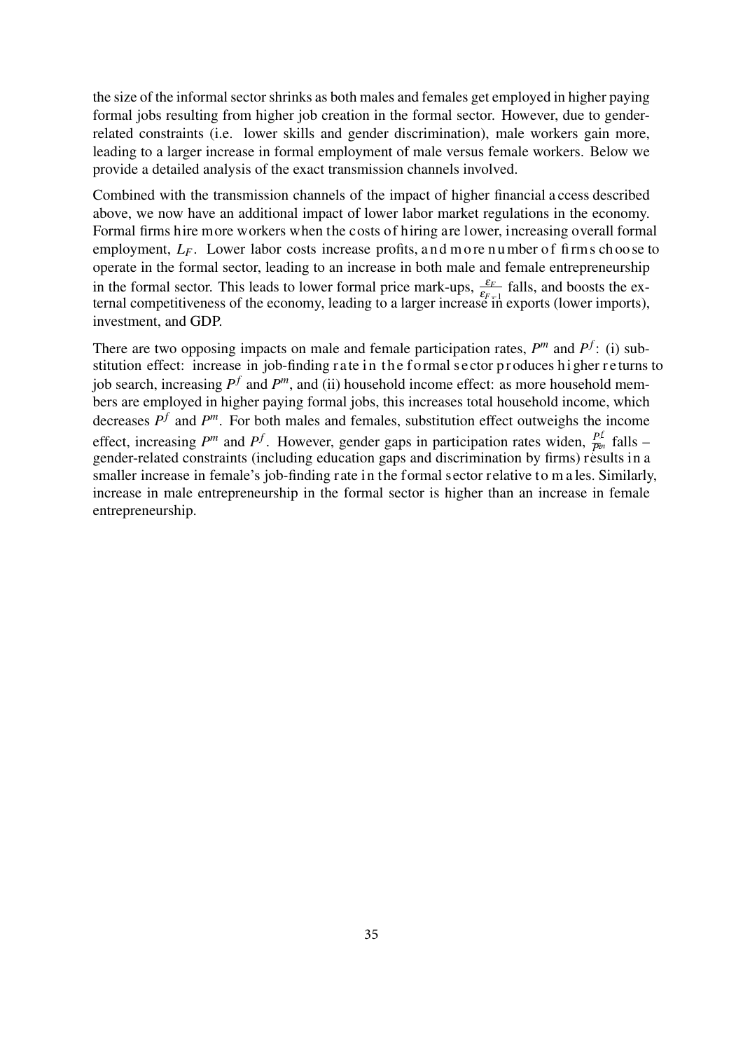the size of the informal sector shrinks as both males and females get employed in higher paying formal jobs resulting from higher job creation in the formal sector. However, due to gender-related constraints (i.e. lower skills and gender discrimination), male workers gain more, leading to a larger increase in formal employment of male versus female workers. Below we provide a detailed analysis of the exact transmission channels involved.

Combined with the transmission channels of the impact of higher financial access described above, we now have an additional impact of lower labor market regulations in the economy. Formal firms hire more workers when the costs of hiring are lower, increasing overall formal employment, $L_F$. Lower labor costs increase profits, and more number of firms choose to operate in the formal sector, leading to an increase in both male and female entrepreneurship in the formal sector. This leads to lower formal price mark-ups, $\frac{\varepsilon_F}{\varepsilon_{F-1}}$ falls, and boosts the external competitiveness of the economy, leading to a larger increase in exports (lower imports), investment, and GDP.

There are two opposing impacts on male and female participation rates, $P^m$ and $P^f$: (i) substitution effect: increase in job-finding rate in the formal sector produces higher returns to job search, increasing $P^f$ and $P^m$, and (ii) household income effect: as more household members are employed in higher paying formal jobs, this increases total household income, which decreases $P^f$ and $P^m$. For both males and females, substitution effect outweighs the income effect, increasing $P^m$ and $P^f$. However, gender gaps in participation rates widen, $\frac{P^f}{P^m}$ falls – gender-related constraints (including education gaps and discrimination by firms) results in a smaller increase in female's job-finding rate in the formal sector relative to males. Similarly, increase in male entrepreneurship in the formal sector is higher than an increase in female entrepreneurship.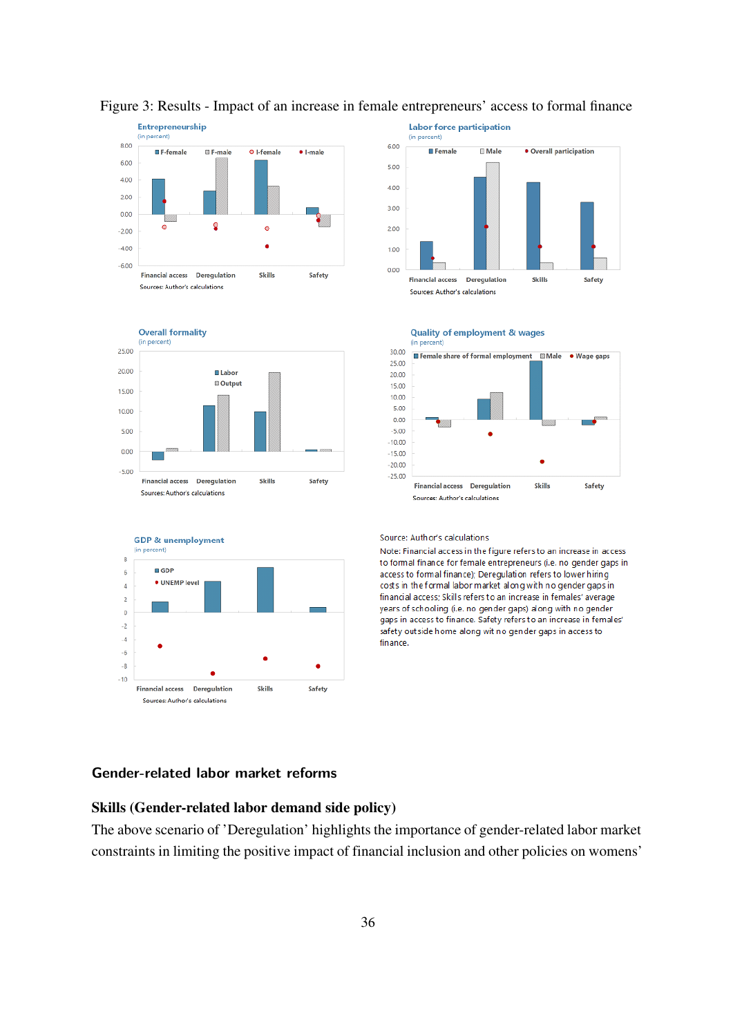Figure 3: Results - Impact of an increase in female entrepreneurs' access to formal finance

Source: Author's calculations

Note: Financial access in the figure refers to an increase in access to formal finance for female entrepreneurs (i.e. no gender gaps in access to formal finance); Deregulation refers to lower hiring costs in the formal labor market along with no gender gaps in financial access; Skills refers to an increase in females' average years of schooling (i.e. no gender gaps) along with no gender gaps in access to finance. Safety refers to an increase in females' safety outside home along wit no gender gaps in access to finance.

## Gender-related labor market reforms

### Skills (Gender-related labor demand side policy)

The above scenario of 'Deregulation' highlights the importance of gender-related labor market constraints in limiting the positive impact of financial inclusion and other policies on womens'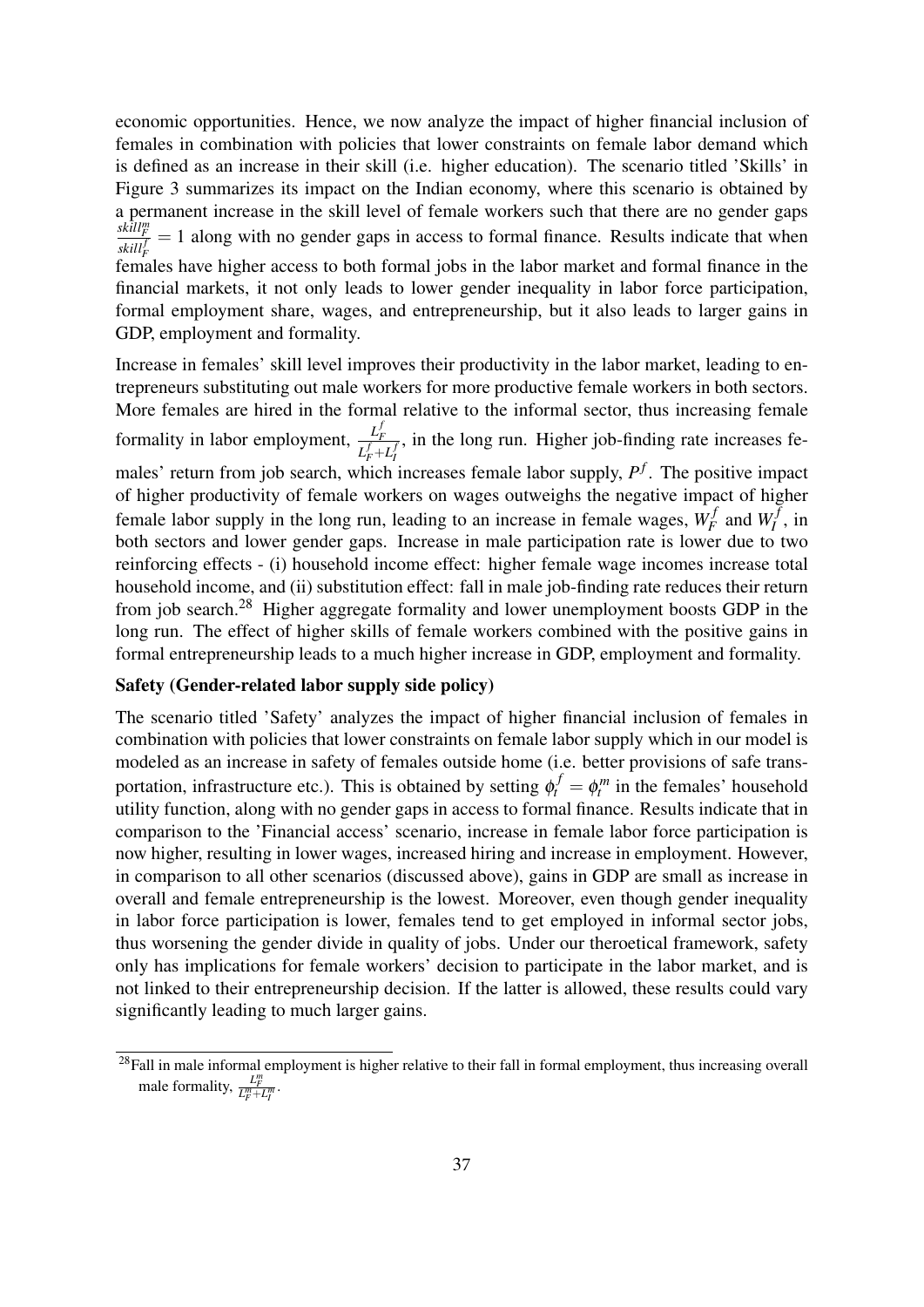economic opportunities. Hence, we now analyze the impact of higher financial inclusion of females in combination with policies that lower constraints on female labor demand which is defined as an increase in their skill (i.e. higher education). The scenario titled 'Skills' in Figure 3 summarizes its impact on the Indian economy, where this scenario is obtained by a permanent increase in the skill level of female workers such that there are no gender gaps $\frac{skill_F^m}{skill_F^f} = 1$ along with no gender gaps in access to formal finance. Results indicate that when females have higher access to both formal jobs in the labor market and formal finance in the financial markets, it not only leads to lower gender inequality in labor force participation, formal employment share, wages, and entrepreneurship, but it also leads to larger gains in GDP, employment and formality.

Increase in females' skill level improves their productivity in the labor market, leading to entrepreneurs substituting out male workers for more productive female workers in both sectors. More females are hired in the formal relative to the informal sector, thus increasing female formality in labor employment, $\frac{L_F^f}{L_F^f + L_I^f}$, in the long run. Higher job-finding rate increases females' return from job search, which increases female labor supply, $P^f$. The positive impact of higher productivity of female workers on wages outweighs the negative impact of higher female labor supply in the long run, leading to an increase in female wages, $W_F^f$ and $W_I^f$, in both sectors and lower gender gaps. Increase in male participation rate is lower due to two reinforcing effects - (i) household income effect: higher female wage incomes increase total household income, and (ii) substitution effect: fall in male job-finding rate reduces their return from job search.[28] Higher aggregate formality and lower unemployment boosts GDP in the long run. The effect of higher skills of female workers combined with the positive gains in formal entrepreneurship leads to a much higher increase in GDP, employment and formality.

**Safety (Gender-related labor supply side policy)**

The scenario titled 'Safety' analyzes the impact of higher financial inclusion of females in combination with policies that lower constraints on female labor supply which in our model is modeled as an increase in safety of females outside home (i.e. better provisions of safe transportation, infrastructure etc.). This is obtained by setting $\phi_t^f = \phi_t^m$ in the females' household utility function, along with no gender gaps in access to formal finance. Results indicate that in comparison to the 'Financial access' scenario, increase in female labor force participation is now higher, resulting in lower wages, increased hiring and increase in employment. However, in comparison to all other scenarios (discussed above), gains in GDP are small as increase in overall and female entrepreneurship is the lowest. Moreover, even though gender inequality in labor force participation is lower, females tend to get employed in informal sector jobs, thus worsening the gender divide in quality of jobs. Under our theroetical framework, safety only has implications for female workers' decision to participate in the labor market, and is not linked to their entrepreneurship decision. If the latter is allowed, these results could vary significantly leading to much larger gains.

[28] Fall in male informal employment is higher relative to their fall in formal employment, thus increasing overall male formality, $\frac{L_F^m}{L_F^m + L_I^m}$.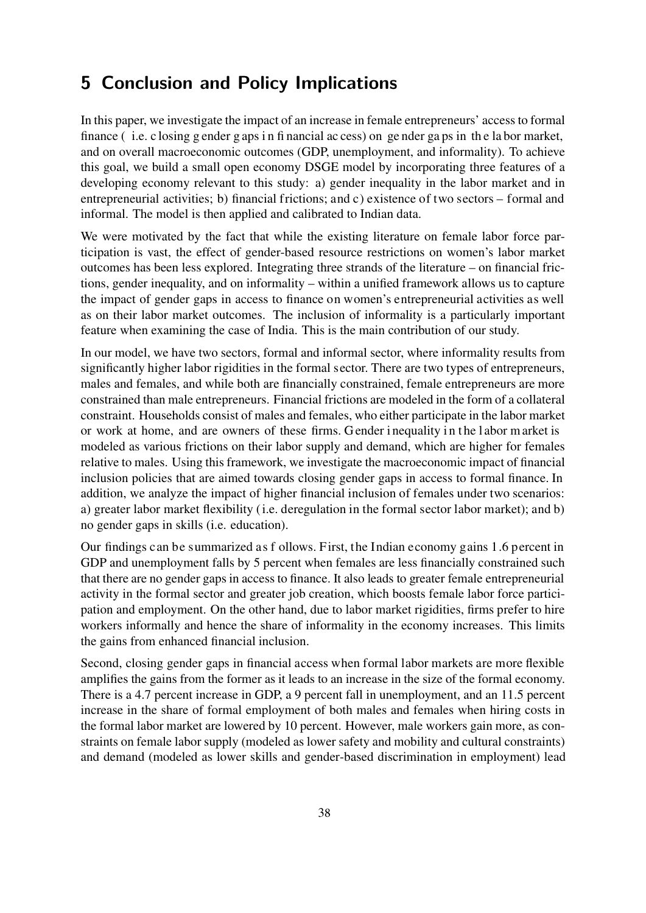## 5 Conclusion and Policy Implications

In this paper, we investigate the impact of an increase in female entrepreneurs' access to formal finance (i.e. closing gender gaps in financial access) on gender gaps in the labor market, and on overall macroeconomic outcomes (GDP, unemployment, and informality). To achieve this goal, we build a small open economy DSGE model by incorporating three features of a developing economy relevant to this study: a) gender inequality in the labor market and in entrepreneurial activities; b) financial frictions; and c) existence of two sectors – formal and informal. The model is then applied and calibrated to Indian data.

We were motivated by the fact that while the existing literature on female labor force participation is vast, the effect of gender-based resource restrictions on women's labor market outcomes has been less explored. Integrating three strands of the literature – on financial frictions, gender inequality, and on informality – within a unified framework allows us to capture the impact of gender gaps in access to finance on women's entrepreneurial activities as well as on their labor market outcomes. The inclusion of informality is a particularly important feature when examining the case of India. This is the main contribution of our study.

In our model, we have two sectors, formal and informal sector, where informality results from significantly higher labor rigidities in the formal sector. There are two types of entrepreneurs, males and females, and while both are financially constrained, female entrepreneurs are more constrained than male entrepreneurs. Financial frictions are modeled in the form of a collateral constraint. Households consist of males and females, who either participate in the labor market or work at home, and are owners of these firms. Gender inequality in the labor market is modeled as various frictions on their labor supply and demand, which are higher for females relative to males. Using this framework, we investigate the macroeconomic impact of financial inclusion policies that are aimed towards closing gender gaps in access to formal finance. In addition, we analyze the impact of higher financial inclusion of females under two scenarios: a) greater labor market flexibility (i.e. deregulation in the formal sector labor market); and b) no gender gaps in skills (i.e. education).

Our findings can be summarized as follows. First, the Indian economy gains 1.6 percent in GDP and unemployment falls by 5 percent when females are less financially constrained such that there are no gender gaps in access to finance. It also leads to greater female entrepreneurial activity in the formal sector and greater job creation, which boosts female labor force participation and employment. On the other hand, due to labor market rigidities, firms prefer to hire workers informally and hence the share of informality in the economy increases. This limits the gains from enhanced financial inclusion.

Second, closing gender gaps in financial access when formal labor markets are more flexible amplifies the gains from the former as it leads to an increase in the size of the formal economy. There is a 4.7 percent increase in GDP, a 9 percent fall in unemployment, and an 11.5 percent increase in the share of formal employment of both males and females when hiring costs in the formal labor market are lowered by 10 percent. However, male workers gain more, as constraints on female labor supply (modeled as lower safety and mobility and cultural constraints) and demand (modeled as lower skills and gender-based discrimination in employment) lead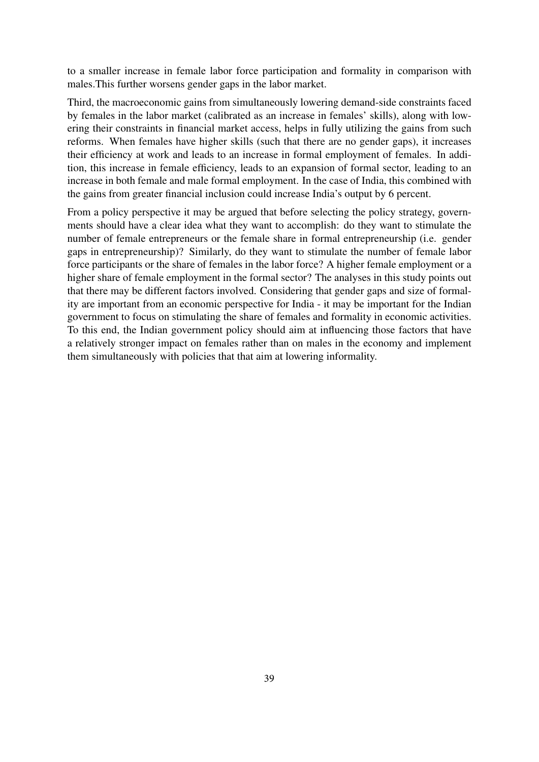to a smaller increase in female labor force participation and formality in comparison with males.This further worsens gender gaps in the labor market.

Third, the macroeconomic gains from simultaneously lowering demand-side constraints faced by females in the labor market (calibrated as an increase in females' skills), along with lowering their constraints in financial market access, helps in fully utilizing the gains from such reforms. When females have higher skills (such that there are no gender gaps), it increases their efficiency at work and leads to an increase in formal employment of females. In addition, this increase in female efficiency, leads to an expansion of formal sector, leading to an increase in both female and male formal employment. In the case of India, this combined with the gains from greater financial inclusion could increase India's output by 6 percent.

From a policy perspective it may be argued that before selecting the policy strategy, governments should have a clear idea what they want to accomplish: do they want to stimulate the number of female entrepreneurs or the female share in formal entrepreneurship (i.e. gender gaps in entrepreneurship)? Similarly, do they want to stimulate the number of female labor force participants or the share of females in the labor force? A higher female employment or a higher share of female employment in the formal sector? The analyses in this study points out that there may be different factors involved. Considering that gender gaps and size of formality are important from an economic perspective for India - it may be important for the Indian government to focus on stimulating the share of females and formality in economic activities. To this end, the Indian government policy should aim at influencing those factors that have a relatively stronger impact on females rather than on males in the economy and implement them simultaneously with policies that that aim at lowering informality.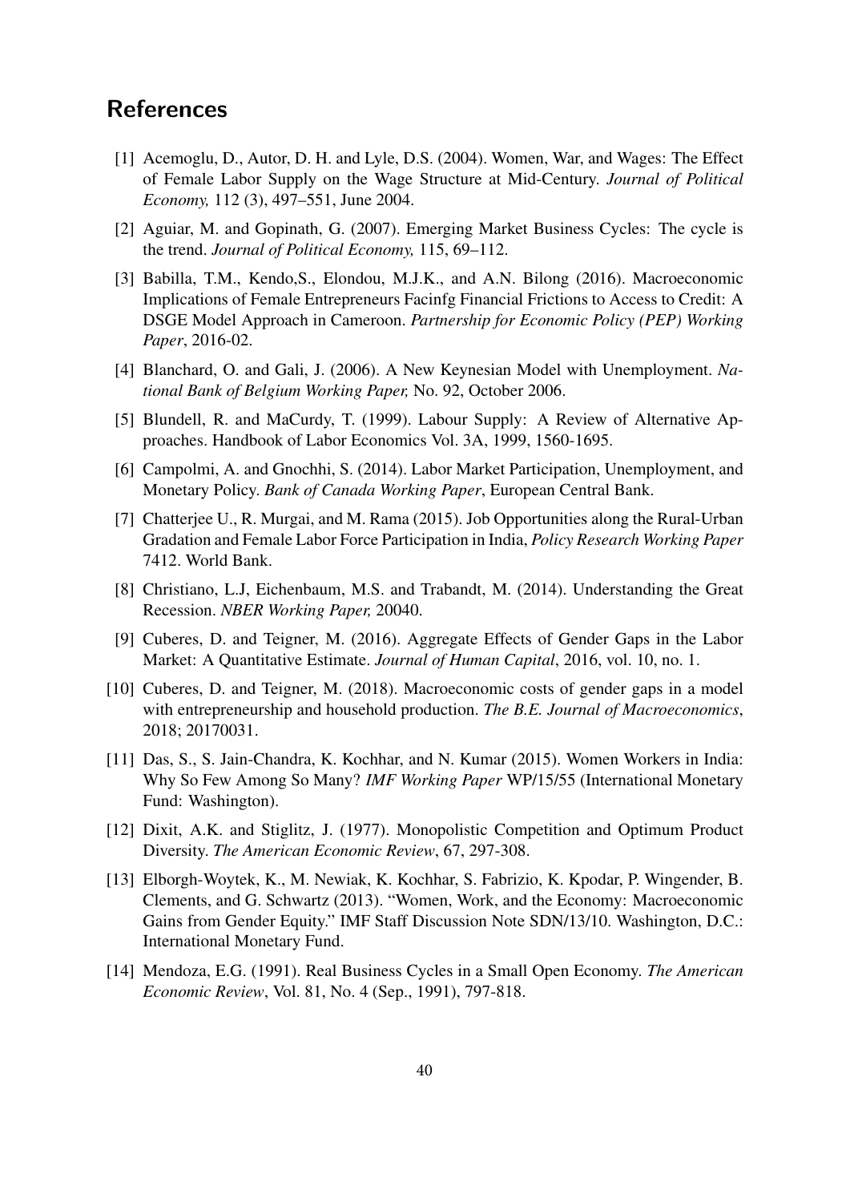## References

[1] Acemoglu, D., Autor, D. H. and Lyle, D.S. (2004). Women, War, and Wages: The Effect of Female Labor Supply on the Wage Structure at Mid-Century. *Journal of Political Economy,* 112 (3), 497–551, June 2004.

[2] Aguiar, M. and Gopinath, G. (2007). Emerging Market Business Cycles: The cycle is the trend. *Journal of Political Economy,* 115, 69–112.

[3] Babilla, T.M., Kendo,S., Elondou, M.J.K., and A.N. Bilong (2016). Macroeconomic Implications of Female Entrepreneurs Facinfg Financial Frictions to Access to Credit: A DSGE Model Approach in Cameroon. *Partnership for Economic Policy (PEP) Working Paper*, 2016-02.

[4] Blanchard, O. and Gali, J. (2006). A New Keynesian Model with Unemployment. *National Bank of Belgium Working Paper,* No. 92, October 2006.

[5] Blundell, R. and MaCurdy, T. (1999). Labour Supply: A Review of Alternative Approaches. Handbook of Labor Economics Vol. 3A, 1999, 1560-1695.

[6] Campolmi, A. and Gnochhi, S. (2014). Labor Market Participation, Unemployment, and Monetary Policy. *Bank of Canada Working Paper*, European Central Bank.

[7] Chatterjee U., R. Murgai, and M. Rama (2015). Job Opportunities along the Rural-Urban Gradation and Female Labor Force Participation in India, *Policy Research Working Paper* 7412. World Bank.

[8] Christiano, L.J, Eichenbaum, M.S. and Trabandt, M. (2014). Understanding the Great Recession. *NBER Working Paper,* 20040.

[9] Cuberes, D. and Teigner, M. (2016). Aggregate Effects of Gender Gaps in the Labor Market: A Quantitative Estimate. *Journal of Human Capital*, 2016, vol. 10, no. 1.

[10] Cuberes, D. and Teigner, M. (2018). Macroeconomic costs of gender gaps in a model with entrepreneurship and household production. *The B.E. Journal of Macroeconomics*, 2018; 20170031.

[11] Das, S., S. Jain-Chandra, K. Kochhar, and N. Kumar (2015). Women Workers in India: Why So Few Among So Many? *IMF Working Paper* WP/15/55 (International Monetary Fund: Washington).

[12] Dixit, A.K. and Stiglitz, J. (1977). Monopolistic Competition and Optimum Product Diversity. *The American Economic Review*, 67, 297-308.

[13] Elborgh-Woytek, K., M. Newiak, K. Kochhar, S. Fabrizio, K. Kpodar, P. Wingender, B. Clements, and G. Schwartz (2013). "Women, Work, and the Economy: Macroeconomic Gains from Gender Equity." IMF Staff Discussion Note SDN/13/10. Washington, D.C.: International Monetary Fund.

[14] Mendoza, E.G. (1991). Real Business Cycles in a Small Open Economy. *The American Economic Review*, Vol. 81, No. 4 (Sep., 1991), 797-818.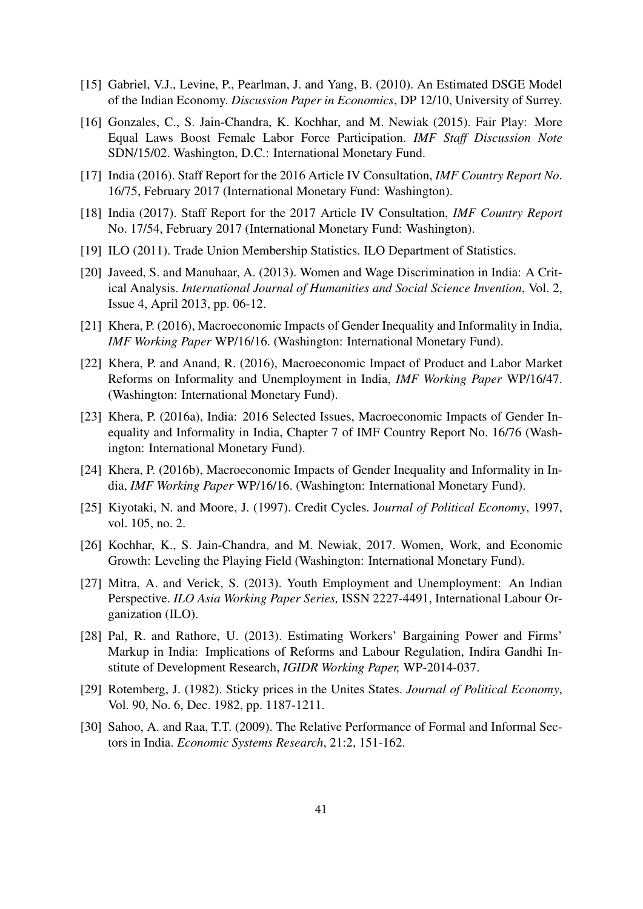[15] Gabriel, V.J., Levine, P., Pearlman, J. and Yang, B. (2010). An Estimated DSGE Model of the Indian Economy. *Discussion Paper in Economics*, DP 12/10, University of Surrey.

[16] Gonzales, C., S. Jain-Chandra, K. Kochhar, and M. Newiak (2015). Fair Play: More Equal Laws Boost Female Labor Force Participation. *IMF Staff Discussion Note* SDN/15/02. Washington, D.C.: International Monetary Fund.

[17] India (2016). Staff Report for the 2016 Article IV Consultation, *IMF Country Report No*. 16/75, February 2017 (International Monetary Fund: Washington).

[18] India (2017). Staff Report for the 2017 Article IV Consultation, *IMF Country Report* No. 17/54, February 2017 (International Monetary Fund: Washington).

[19] ILO (2011). Trade Union Membership Statistics. ILO Department of Statistics.

[20] Javeed, S. and Manuhaar, A. (2013). Women and Wage Discrimination in India: A Critical Analysis. *International Journal of Humanities and Social Science Invention*, Vol. 2, Issue 4, April 2013, pp. 06-12.

[21] Khera, P. (2016), Macroeconomic Impacts of Gender Inequality and Informality in India, *IMF Working Paper* WP/16/16. (Washington: International Monetary Fund).

[22] Khera, P. and Anand, R. (2016), Macroeconomic Impact of Product and Labor Market Reforms on Informality and Unemployment in India, *IMF Working Paper* WP/16/47. (Washington: International Monetary Fund).

[23] Khera, P. (2016a), India: 2016 Selected Issues, Macroeconomic Impacts of Gender Inequality and Informality in India, Chapter 7 of IMF Country Report No. 16/76 (Washington: International Monetary Fund).

[24] Khera, P. (2016b), Macroeconomic Impacts of Gender Inequality and Informality in India, *IMF Working Paper* WP/16/16. (Washington: International Monetary Fund).

[25] Kiyotaki, N. and Moore, J. (1997). Credit Cycles. J*ournal of Political Economy*, 1997, vol. 105, no. 2.

[26] Kochhar, K., S. Jain-Chandra, and M. Newiak, 2017. Women, Work, and Economic Growth: Leveling the Playing Field (Washington: International Monetary Fund).

[27] Mitra, A. and Verick, S. (2013). Youth Employment and Unemployment: An Indian Perspective. *ILO Asia Working Paper Series,* ISSN 2227-4491, International Labour Organization (ILO).

[28] Pal, R. and Rathore, U. (2013). Estimating Workers' Bargaining Power and Firms' Markup in India: Implications of Reforms and Labour Regulation, Indira Gandhi Institute of Development Research, *IGIDR Working Paper,* WP-2014-037.

[29] Rotemberg, J. (1982). Sticky prices in the Unites States. *Journal of Political Economy*, Vol. 90, No. 6, Dec. 1982, pp. 1187-1211.

[30] Sahoo, A. and Raa, T.T. (2009). The Relative Performance of Formal and Informal Sectors in India. *Economic Systems Research*, 21:2, 151-162.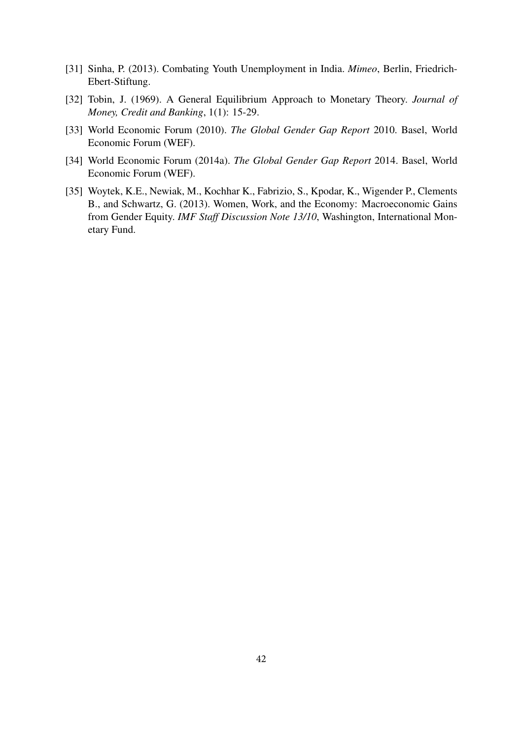[31] Sinha, P. (2013). Combating Youth Unemployment in India. *Mimeo*, Berlin, Friedrich-Ebert-Stiftung.

[32] Tobin, J. (1969). A General Equilibrium Approach to Monetary Theory. *Journal of Money, Credit and Banking*, 1(1): 15-29.

[33] World Economic Forum (2010). *The Global Gender Gap Report* 2010. Basel, World Economic Forum (WEF).

[34] World Economic Forum (2014a). *The Global Gender Gap Report* 2014. Basel, World Economic Forum (WEF).

[35] Woytek, K.E., Newiak, M., Kochhar K., Fabrizio, S., Kpodar, K., Wigender P., Clements B., and Schwartz, G. (2013). Women, Work, and the Economy: Macroeconomic Gains from Gender Equity. *IMF Staff Discussion Note 13/10*, Washington, International Monetary Fund.